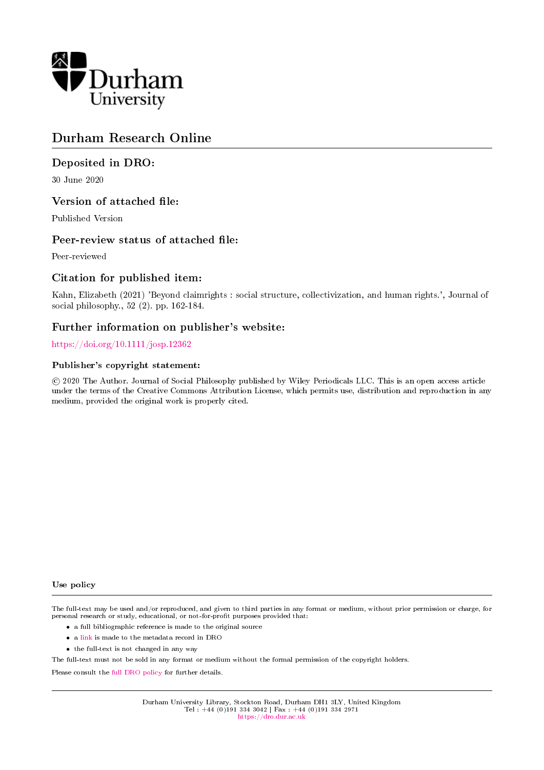Durham University

# Durham Research Online

## Deposited in DRO:

30 June 2020

## Version of attached file:

Published Version

## Peer-review status of attached file:

Peer-reviewed

## Citation for published item:

Kahn, Elizabeth (2021) 'Beyond claimrights : social structure, collectivization, and human rights.', Journal of social philosophy., 52 (2). pp. 162-184.

## Further information on publisher's website:

https://doi.org/10.1111/josp.12362

### Publisher's copyright statement:

© 2020 The Author. Journal of Social Philosophy published by Wiley Periodicals LLC. This is an open access article under the terms of the Creative Commons Attribution License, which permits use, distribution and reproduction in any medium, provided the original work is properly cited.

### Use policy

The full-text may be used and/or reproduced, and given to third parties in any format or medium, without prior permission or charge, for personal research or study, educational, or not-for-profit purposes provided that:

- a full bibliographic reference is made to the original source
- a link is made to the metadata record in DRO
- the full-text is not changed in any way

The full-text must not be sold in any format or medium without the formal permission of the copyright holders.

Please consult the full DRO policy for further details.

Durham University Library, Stockton Road, Durham DH1 3LY, United Kingdom
Tel : +44 (0)191 334 3042 | Fax : +44 (0)191 334 2971
https://dro.dur.ac.uk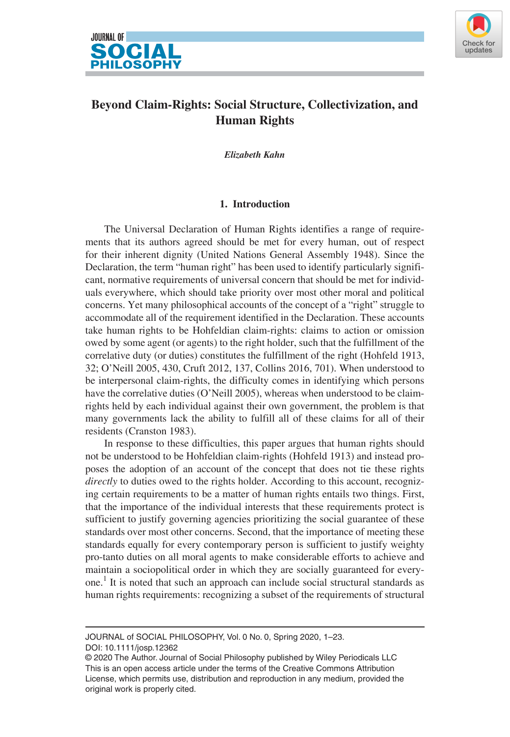# Beyond Claim-Rights: Social Structure, Collectivization, and Human Rights

*Elizabeth Kahn*

## 1. Introduction

The Universal Declaration of Human Rights identifies a range of requirements that its authors agreed should be met for every human, out of respect for their inherent dignity (United Nations General Assembly 1948). Since the Declaration, the term "human right" has been used to identify particularly significant, normative requirements of universal concern that should be met for individuals everywhere, which should take priority over most other moral and political concerns. Yet many philosophical accounts of the concept of a "right" struggle to accommodate all of the requirement identified in the Declaration. These accounts take human rights to be Hohfeldian claim-rights: claims to action or omission owed by some agent (or agents) to the right holder, such that the fulfillment of the correlative duty (or duties) constitutes the fulfillment of the right (Hohfeld 1913, 32; O'Neill 2005, 430, Cruft 2012, 137, Collins 2016, 701). When understood to be interpersonal claim-rights, the difficulty comes in identifying which persons have the correlative duties (O'Neill 2005), whereas when understood to be claim-rights held by each individual against their own government, the problem is that many governments lack the ability to fulfill all of these claims for all of their residents (Cranston 1983).

In response to these difficulties, this paper argues that human rights should not be understood to be Hohfeldian claim-rights (Hohfeld 1913) and instead proposes the adoption of an account of the concept that does not tie these rights *directly* to duties owed to the rights holder. According to this account, recognizing certain requirements to be a matter of human rights entails two things. First, that the importance of the individual interests that these requirements protect is sufficient to justify governing agencies prioritizing the social guarantee of these standards over most other concerns. Second, that the importance of meeting these standards equally for every contemporary person is sufficient to justify weighty pro-tanto duties on all moral agents to make considerable efforts to achieve and maintain a sociopolitical order in which they are socially guaranteed for everyone.[1] It is noted that such an approach can include social structural standards as human rights requirements: recognizing a subset of the requirements of structural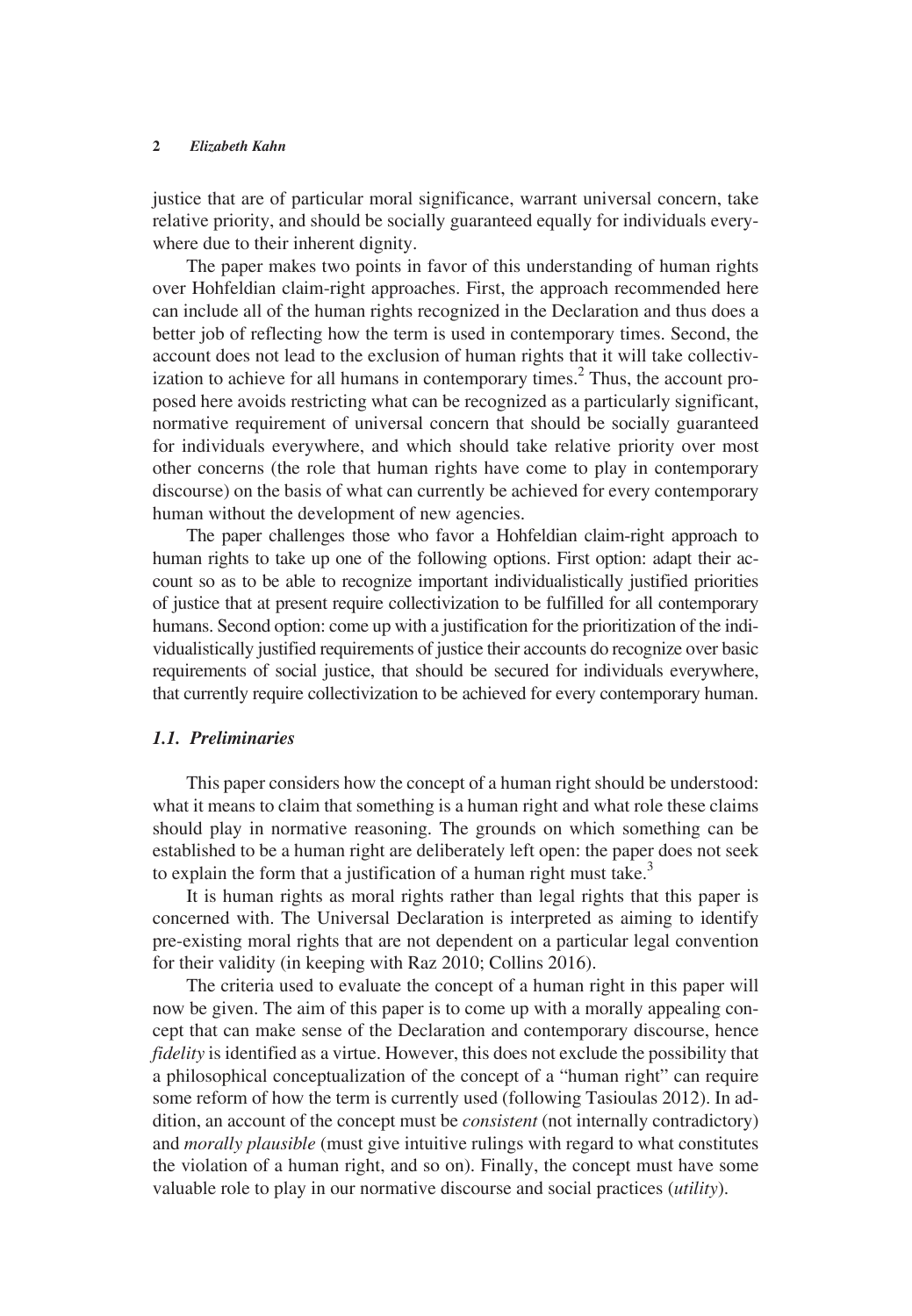justice that are of particular moral significance, warrant universal concern, take relative priority, and should be socially guaranteed equally for individuals everywhere due to their inherent dignity.

The paper makes two points in favor of this understanding of human rights over Hohfeldian claim-right approaches. First, the approach recommended here can include all of the human rights recognized in the Declaration and thus does a better job of reflecting how the term is used in contemporary times. Second, the account does not lead to the exclusion of human rights that it will take collectivization to achieve for all humans in contemporary times.[2] Thus, the account proposed here avoids restricting what can be recognized as a particularly significant, normative requirement of universal concern that should be socially guaranteed for individuals everywhere, and which should take relative priority over most other concerns (the role that human rights have come to play in contemporary discourse) on the basis of what can currently be achieved for every contemporary human without the development of new agencies.

The paper challenges those who favor a Hohfeldian claim-right approach to human rights to take up one of the following options. First option: adapt their account so as to be able to recognize important individualistically justified priorities of justice that at present require collectivization to be fulfilled for all contemporary humans. Second option: come up with a justification for the prioritization of the individualistically justified requirements of justice their accounts do recognize over basic requirements of social justice, that should be secured for individuals everywhere, that currently require collectivization to be achieved for every contemporary human.

### *1.1. Preliminaries*

This paper considers how the concept of a human right should be understood: what it means to claim that something is a human right and what role these claims should play in normative reasoning. The grounds on which something can be established to be a human right are deliberately left open: the paper does not seek to explain the form that a justification of a human right must take.[3]

It is human rights as moral rights rather than legal rights that this paper is concerned with. The Universal Declaration is interpreted as aiming to identify pre-existing moral rights that are not dependent on a particular legal convention for their validity (in keeping with Raz 2010; Collins 2016).

The criteria used to evaluate the concept of a human right in this paper will now be given. The aim of this paper is to come up with a morally appealing concept that can make sense of the Declaration and contemporary discourse, hence *fidelity* is identified as a virtue. However, this does not exclude the possibility that a philosophical conceptualization of the concept of a "human right" can require some reform of how the term is currently used (following Tasioulas 2012). In addition, an account of the concept must be *consistent* (not internally contradictory) and *morally plausible* (must give intuitive rulings with regard to what constitutes the violation of a human right, and so on). Finally, the concept must have some valuable role to play in our normative discourse and social practices (*utility*).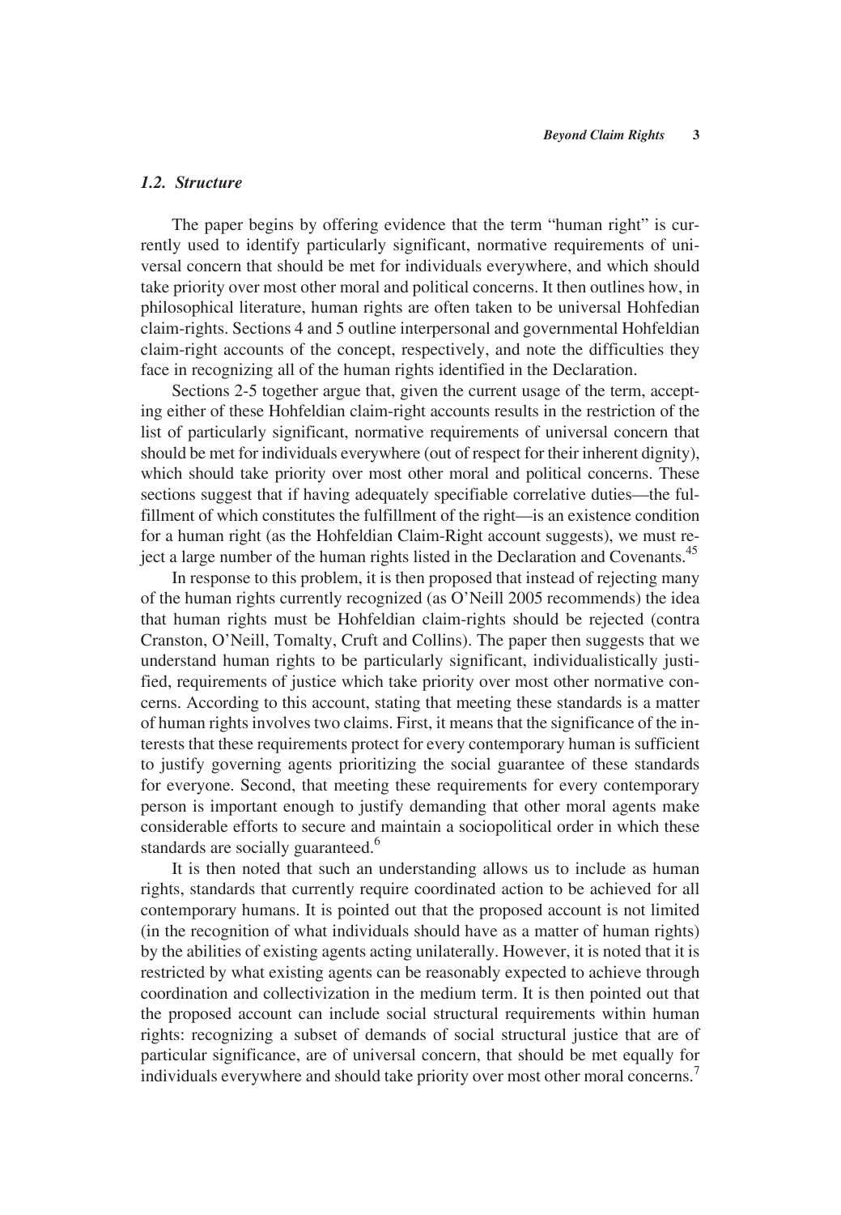### *1.2. Structure*

The paper begins by offering evidence that the term "human right" is currently used to identify particularly significant, normative requirements of universal concern that should be met for individuals everywhere, and which should take priority over most other moral and political concerns. It then outlines how, in philosophical literature, human rights are often taken to be universal Hohfedian claim-rights. Sections 4 and 5 outline interpersonal and governmental Hohfeldian claim-right accounts of the concept, respectively, and note the difficulties they face in recognizing all of the human rights identified in the Declaration.

Sections 2-5 together argue that, given the current usage of the term, accepting either of these Hohfeldian claim-right accounts results in the restriction of the list of particularly significant, normative requirements of universal concern that should be met for individuals everywhere (out of respect for their inherent dignity), which should take priority over most other moral and political concerns. These sections suggest that if having adequately specifiable correlative duties—the fulfillment of which constitutes the fulfillment of the right—is an existence condition for a human right (as the Hohfeldian Claim-Right account suggests), we must reject a large number of the human rights listed in the Declaration and Covenants.[45]

In response to this problem, it is then proposed that instead of rejecting many of the human rights currently recognized (as O'Neill 2005 recommends) the idea that human rights must be Hohfeldian claim-rights should be rejected (contra Cranston, O'Neill, Tomalty, Cruft and Collins). The paper then suggests that we understand human rights to be particularly significant, individualistically justified, requirements of justice which take priority over most other normative concerns. According to this account, stating that meeting these standards is a matter of human rights involves two claims. First, it means that the significance of the interests that these requirements protect for every contemporary human is sufficient to justify governing agents prioritizing the social guarantee of these standards for everyone. Second, that meeting these requirements for every contemporary person is important enough to justify demanding that other moral agents make considerable efforts to secure and maintain a sociopolitical order in which these standards are socially guaranteed.[6]

It is then noted that such an understanding allows us to include as human rights, standards that currently require coordinated action to be achieved for all contemporary humans. It is pointed out that the proposed account is not limited (in the recognition of what individuals should have as a matter of human rights) by the abilities of existing agents acting unilaterally. However, it is noted that it is restricted by what existing agents can be reasonably expected to achieve through coordination and collectivization in the medium term. It is then pointed out that the proposed account can include social structural requirements within human rights: recognizing a subset of demands of social structural justice that are of particular significance, are of universal concern, that should be met equally for individuals everywhere and should take priority over most other moral concerns.[7]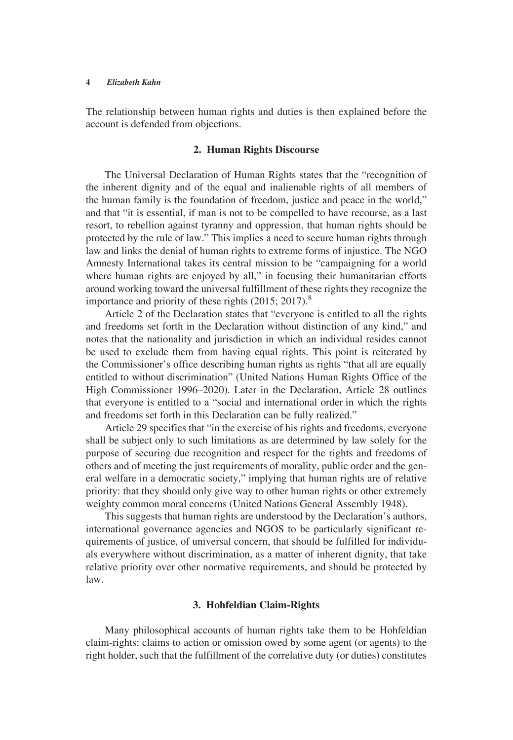The relationship between human rights and duties is then explained before the account is defended from objections.

## 2. Human Rights Discourse

The Universal Declaration of Human Rights states that the "recognition of the inherent dignity and of the equal and inalienable rights of all members of the human family is the foundation of freedom, justice and peace in the world," and that "it is essential, if man is not to be compelled to have recourse, as a last resort, to rebellion against tyranny and oppression, that human rights should be protected by the rule of law." This implies a need to secure human rights through law and links the denial of human rights to extreme forms of injustice. The NGO Amnesty International takes its central mission to be "campaigning for a world where human rights are enjoyed by all," in focusing their humanitarian efforts around working toward the universal fulfillment of these rights they recognize the importance and priority of these rights (2015; 2017).[8]

Article 2 of the Declaration states that "everyone is entitled to all the rights and freedoms set forth in the Declaration without distinction of any kind," and notes that the nationality and jurisdiction in which an individual resides cannot be used to exclude them from having equal rights. This point is reiterated by the Commissioner's office describing human rights as rights "that all are equally entitled to without discrimination" (United Nations Human Rights Office of the High Commissioner 1996–2020). Later in the Declaration, Article 28 outlines that everyone is entitled to a "social and international order in which the rights and freedoms set forth in this Declaration can be fully realized."

Article 29 specifies that "in the exercise of his rights and freedoms, everyone shall be subject only to such limitations as are determined by law solely for the purpose of securing due recognition and respect for the rights and freedoms of others and of meeting the just requirements of morality, public order and the general welfare in a democratic society," implying that human rights are of relative priority: that they should only give way to other human rights or other extremely weighty common moral concerns (United Nations General Assembly 1948).

This suggests that human rights are understood by the Declaration's authors, international governance agencies and NGOS to be particularly significant requirements of justice, of universal concern, that should be fulfilled for individuals everywhere without discrimination, as a matter of inherent dignity, that take relative priority over other normative requirements, and should be protected by law.

## 3. Hohfeldian Claim-Rights

Many philosophical accounts of human rights take them to be Hohfeldian claim-rights: claims to action or omission owed by some agent (or agents) to the right holder, such that the fulfillment of the correlative duty (or duties) constitutes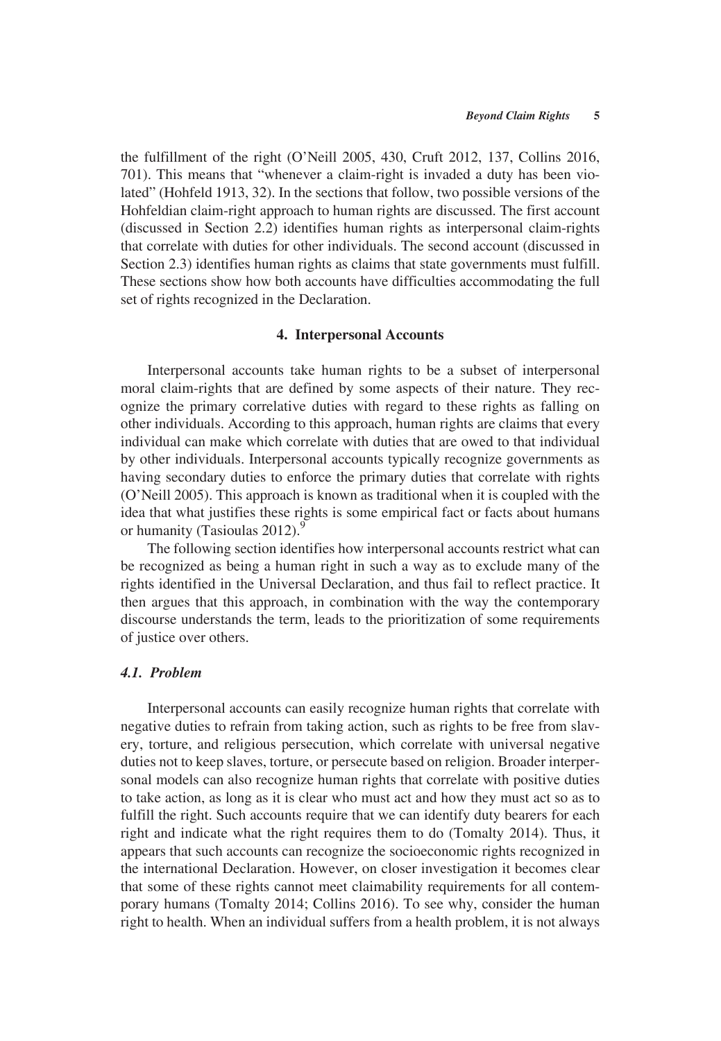the fulfillment of the right (O'Neill 2005, 430, Cruft 2012, 137, Collins 2016, 701). This means that "whenever a claim-right is invaded a duty has been violated" (Hohfeld 1913, 32). In the sections that follow, two possible versions of the Hohfeldian claim-right approach to human rights are discussed. The first account (discussed in Section 2.2) identifies human rights as interpersonal claim-rights that correlate with duties for other individuals. The second account (discussed in Section 2.3) identifies human rights as claims that state governments must fulfill. These sections show how both accounts have difficulties accommodating the full set of rights recognized in the Declaration.

## 4. Interpersonal Accounts

Interpersonal accounts take human rights to be a subset of interpersonal moral claim-rights that are defined by some aspects of their nature. They recognize the primary correlative duties with regard to these rights as falling on other individuals. According to this approach, human rights are claims that every individual can make which correlate with duties that are owed to that individual by other individuals. Interpersonal accounts typically recognize governments as having secondary duties to enforce the primary duties that correlate with rights (O'Neill 2005). This approach is known as traditional when it is coupled with the idea that what justifies these rights is some empirical fact or facts about humans or humanity (Tasioulas 2012).[9]

The following section identifies how interpersonal accounts restrict what can be recognized as being a human right in such a way as to exclude many of the rights identified in the Universal Declaration, and thus fail to reflect practice. It then argues that this approach, in combination with the way the contemporary discourse understands the term, leads to the prioritization of some requirements of justice over others.

### *4.1. Problem*

Interpersonal accounts can easily recognize human rights that correlate with negative duties to refrain from taking action, such as rights to be free from slavery, torture, and religious persecution, which correlate with universal negative duties not to keep slaves, torture, or persecute based on religion. Broader interpersonal models can also recognize human rights that correlate with positive duties to take action, as long as it is clear who must act and how they must act so as to fulfill the right. Such accounts require that we can identify duty bearers for each right and indicate what the right requires them to do (Tomalty 2014). Thus, it appears that such accounts can recognize the socioeconomic rights recognized in the international Declaration. However, on closer investigation it becomes clear that some of these rights cannot meet claimability requirements for all contemporary humans (Tomalty 2014; Collins 2016). To see why, consider the human right to health. When an individual suffers from a health problem, it is not always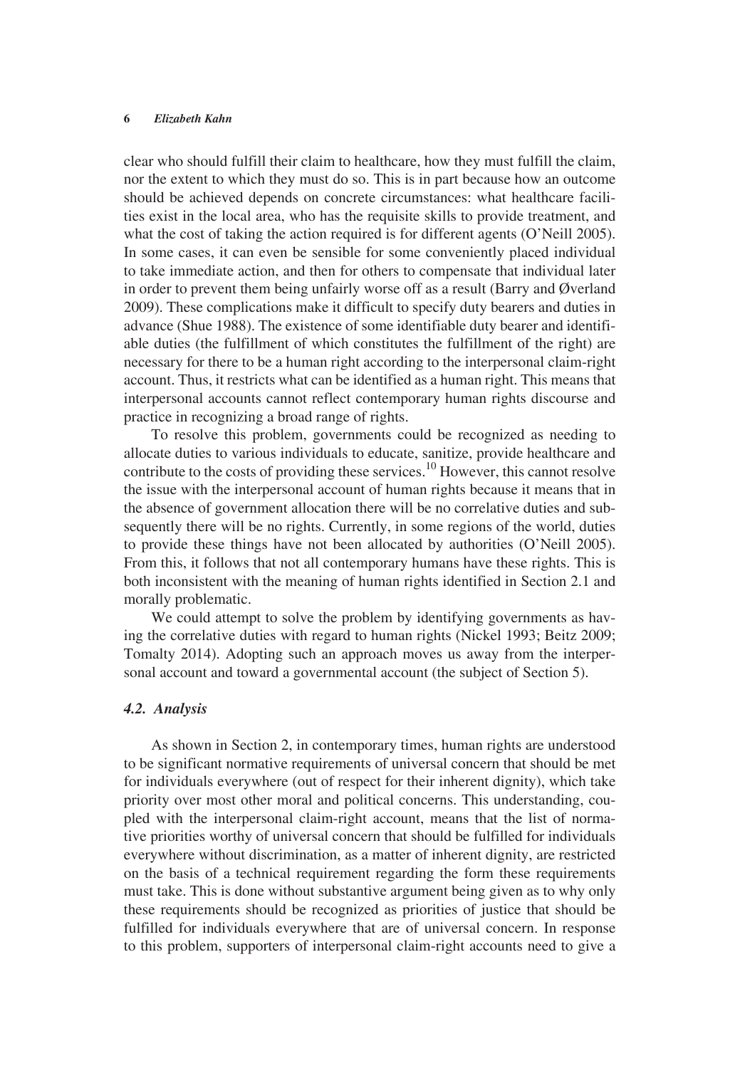clear who should fulfill their claim to healthcare, how they must fulfill the claim, nor the extent to which they must do so. This is in part because how an outcome should be achieved depends on concrete circumstances: what healthcare facilities exist in the local area, who has the requisite skills to provide treatment, and what the cost of taking the action required is for different agents (O'Neill 2005). In some cases, it can even be sensible for some conveniently placed individual to take immediate action, and then for others to compensate that individual later in order to prevent them being unfairly worse off as a result (Barry and Øverland 2009). These complications make it difficult to specify duty bearers and duties in advance (Shue 1988). The existence of some identifiable duty bearer and identifiable duties (the fulfillment of which constitutes the fulfillment of the right) are necessary for there to be a human right according to the interpersonal claim-right account. Thus, it restricts what can be identified as a human right. This means that interpersonal accounts cannot reflect contemporary human rights discourse and practice in recognizing a broad range of rights.

To resolve this problem, governments could be recognized as needing to allocate duties to various individuals to educate, sanitize, provide healthcare and contribute to the costs of providing these services.[10] However, this cannot resolve the issue with the interpersonal account of human rights because it means that in the absence of government allocation there will be no correlative duties and subsequently there will be no rights. Currently, in some regions of the world, duties to provide these things have not been allocated by authorities (O'Neill 2005). From this, it follows that not all contemporary humans have these rights. This is both inconsistent with the meaning of human rights identified in Section 2.1 and morally problematic.

We could attempt to solve the problem by identifying governments as having the correlative duties with regard to human rights (Nickel 1993; Beitz 2009; Tomalty 2014). Adopting such an approach moves us away from the interpersonal account and toward a governmental account (the subject of Section 5).

### *4.2. Analysis*

As shown in Section 2, in contemporary times, human rights are understood to be significant normative requirements of universal concern that should be met for individuals everywhere (out of respect for their inherent dignity), which take priority over most other moral and political concerns. This understanding, coupled with the interpersonal claim-right account, means that the list of normative priorities worthy of universal concern that should be fulfilled for individuals everywhere without discrimination, as a matter of inherent dignity, are restricted on the basis of a technical requirement regarding the form these requirements must take. This is done without substantive argument being given as to why only these requirements should be recognized as priorities of justice that should be fulfilled for individuals everywhere that are of universal concern. In response to this problem, supporters of interpersonal claim-right accounts need to give a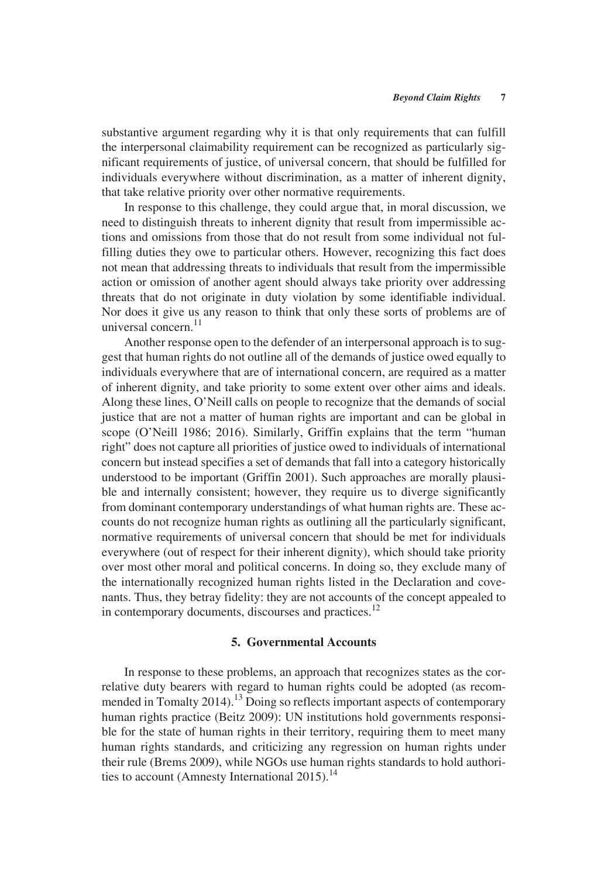substantive argument regarding why it is that only requirements that can fulfill the interpersonal claimability requirement can be recognized as particularly significant requirements of justice, of universal concern, that should be fulfilled for individuals everywhere without discrimination, as a matter of inherent dignity, that take relative priority over other normative requirements.

In response to this challenge, they could argue that, in moral discussion, we need to distinguish threats to inherent dignity that result from impermissible actions and omissions from those that do not result from some individual not fulfilling duties they owe to particular others. However, recognizing this fact does not mean that addressing threats to individuals that result from the impermissible action or omission of another agent should always take priority over addressing threats that do not originate in duty violation by some identifiable individual. Nor does it give us any reason to think that only these sorts of problems are of universal concern.[11]

Another response open to the defender of an interpersonal approach is to suggest that human rights do not outline all of the demands of justice owed equally to individuals everywhere that are of international concern, are required as a matter of inherent dignity, and take priority to some extent over other aims and ideals. Along these lines, O'Neill calls on people to recognize that the demands of social justice that are not a matter of human rights are important and can be global in scope (O'Neill 1986; 2016). Similarly, Griffin explains that the term "human right" does not capture all priorities of justice owed to individuals of international concern but instead specifies a set of demands that fall into a category historically understood to be important (Griffin 2001). Such approaches are morally plausible and internally consistent; however, they require us to diverge significantly from dominant contemporary understandings of what human rights are. These accounts do not recognize human rights as outlining all the particularly significant, normative requirements of universal concern that should be met for individuals everywhere (out of respect for their inherent dignity), which should take priority over most other moral and political concerns. In doing so, they exclude many of the internationally recognized human rights listed in the Declaration and covenants. Thus, they betray fidelity: they are not accounts of the concept appealed to in contemporary documents, discourses and practices.[12]

## 5. Governmental Accounts

In response to these problems, an approach that recognizes states as the correlative duty bearers with regard to human rights could be adopted (as recommended in Tomalty 2014).[13] Doing so reflects important aspects of contemporary human rights practice (Beitz 2009): UN institutions hold governments responsible for the state of human rights in their territory, requiring them to meet many human rights standards, and criticizing any regression on human rights under their rule (Brems 2009), while NGOs use human rights standards to hold authorities to account (Amnesty International 2015).[14]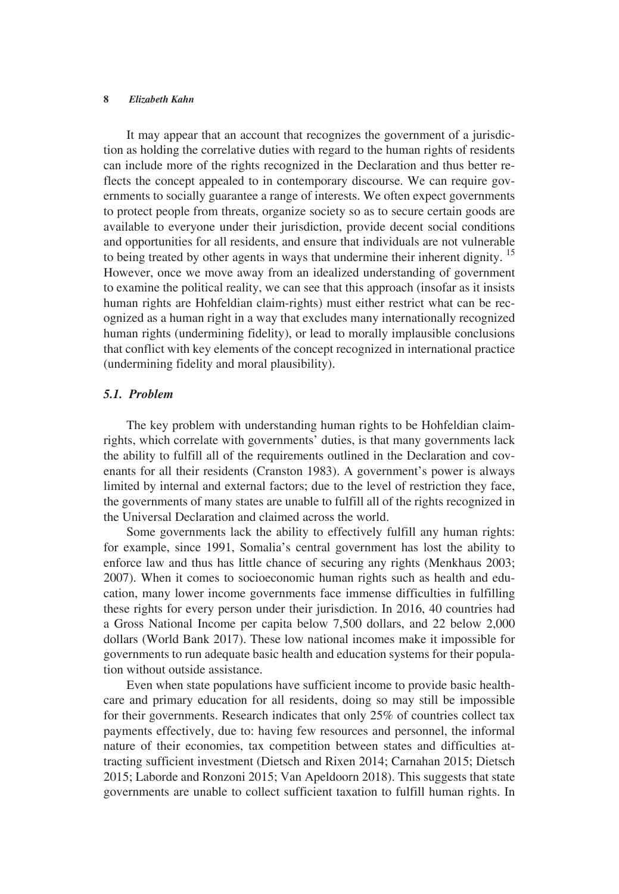It may appear that an account that recognizes the government of a jurisdiction as holding the correlative duties with regard to the human rights of residents can include more of the rights recognized in the Declaration and thus better reflects the concept appealed to in contemporary discourse. We can require governments to socially guarantee a range of interests. We often expect governments to protect people from threats, organize society so as to secure certain goods are available to everyone under their jurisdiction, provide decent social conditions and opportunities for all residents, and ensure that individuals are not vulnerable to being treated by other agents in ways that undermine their inherent dignity. [15] However, once we move away from an idealized understanding of government to examine the political reality, we can see that this approach (insofar as it insists human rights are Hohfeldian claim-rights) must either restrict what can be recognized as a human right in a way that excludes many internationally recognized human rights (undermining fidelity), or lead to morally implausible conclusions that conflict with key elements of the concept recognized in international practice (undermining fidelity and moral plausibility).

### *5.1. Problem*

The key problem with understanding human rights to be Hohfeldian claim-rights, which correlate with governments' duties, is that many governments lack the ability to fulfill all of the requirements outlined in the Declaration and covenants for all their residents (Cranston 1983). A government's power is always limited by internal and external factors; due to the level of restriction they face, the governments of many states are unable to fulfill all of the rights recognized in the Universal Declaration and claimed across the world.

Some governments lack the ability to effectively fulfill any human rights: for example, since 1991, Somalia's central government has lost the ability to enforce law and thus has little chance of securing any rights (Menkhaus 2003; 2007). When it comes to socioeconomic human rights such as health and education, many lower income governments face immense difficulties in fulfilling these rights for every person under their jurisdiction. In 2016, 40 countries had a Gross National Income per capita below 7,500 dollars, and 22 below 2,000 dollars (World Bank 2017). These low national incomes make it impossible for governments to run adequate basic health and education systems for their population without outside assistance.

Even when state populations have sufficient income to provide basic healthcare and primary education for all residents, doing so may still be impossible for their governments. Research indicates that only 25% of countries collect tax payments effectively, due to: having few resources and personnel, the informal nature of their economies, tax competition between states and difficulties attracting sufficient investment (Dietsch and Rixen 2014; Carnahan 2015; Dietsch 2015; Laborde and Ronzoni 2015; Van Apeldoorn 2018). This suggests that state governments are unable to collect sufficient taxation to fulfill human rights. In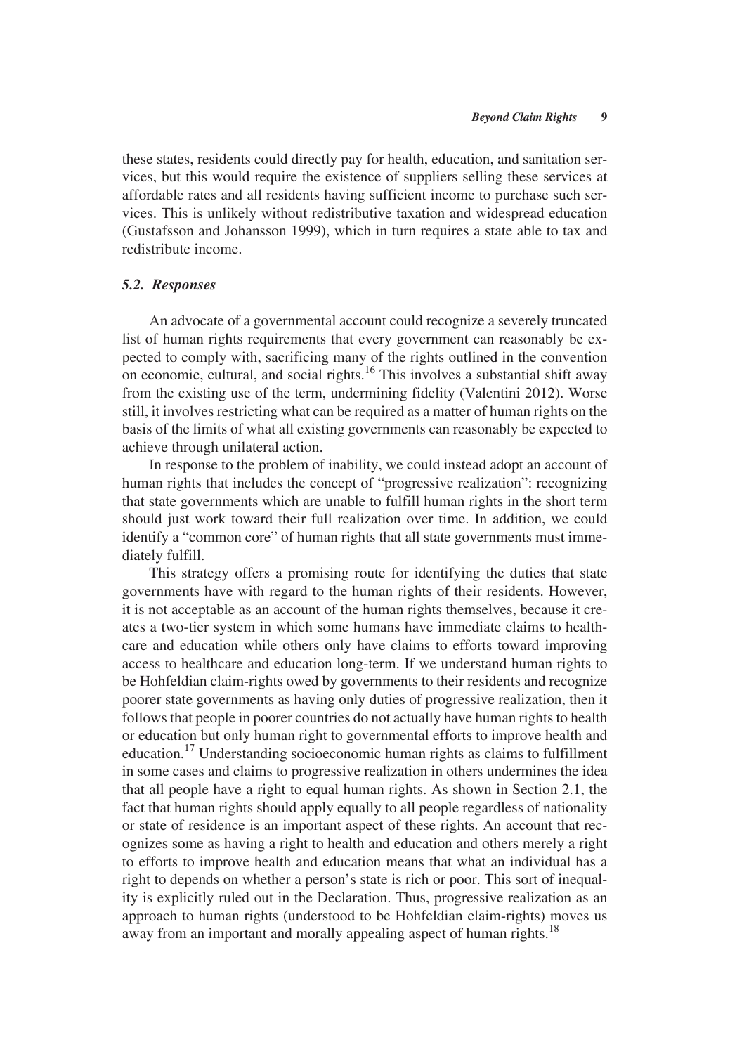these states, residents could directly pay for health, education, and sanitation services, but this would require the existence of suppliers selling these services at affordable rates and all residents having sufficient income to purchase such services. This is unlikely without redistributive taxation and widespread education (Gustafsson and Johansson 1999), which in turn requires a state able to tax and redistribute income.

### *5.2. Responses*

An advocate of a governmental account could recognize a severely truncated list of human rights requirements that every government can reasonably be expected to comply with, sacrificing many of the rights outlined in the convention on economic, cultural, and social rights.[16] This involves a substantial shift away from the existing use of the term, undermining fidelity (Valentini 2012). Worse still, it involves restricting what can be required as a matter of human rights on the basis of the limits of what all existing governments can reasonably be expected to achieve through unilateral action.

In response to the problem of inability, we could instead adopt an account of human rights that includes the concept of "progressive realization": recognizing that state governments which are unable to fulfill human rights in the short term should just work toward their full realization over time. In addition, we could identify a "common core" of human rights that all state governments must immediately fulfill.

This strategy offers a promising route for identifying the duties that state governments have with regard to the human rights of their residents. However, it is not acceptable as an account of the human rights themselves, because it creates a two-tier system in which some humans have immediate claims to healthcare and education while others only have claims to efforts toward improving access to healthcare and education long-term. If we understand human rights to be Hohfeldian claim-rights owed by governments to their residents and recognize poorer state governments as having only duties of progressive realization, then it follows that people in poorer countries do not actually have human rights to health or education but only human right to governmental efforts to improve health and education.[17] Understanding socioeconomic human rights as claims to fulfillment in some cases and claims to progressive realization in others undermines the idea that all people have a right to equal human rights. As shown in Section 2.1, the fact that human rights should apply equally to all people regardless of nationality or state of residence is an important aspect of these rights. An account that recognizes some as having a right to health and education and others merely a right to efforts to improve health and education means that what an individual has a right to depends on whether a person's state is rich or poor. This sort of inequality is explicitly ruled out in the Declaration. Thus, progressive realization as an approach to human rights (understood to be Hohfeldian claim-rights) moves us away from an important and morally appealing aspect of human rights.[18]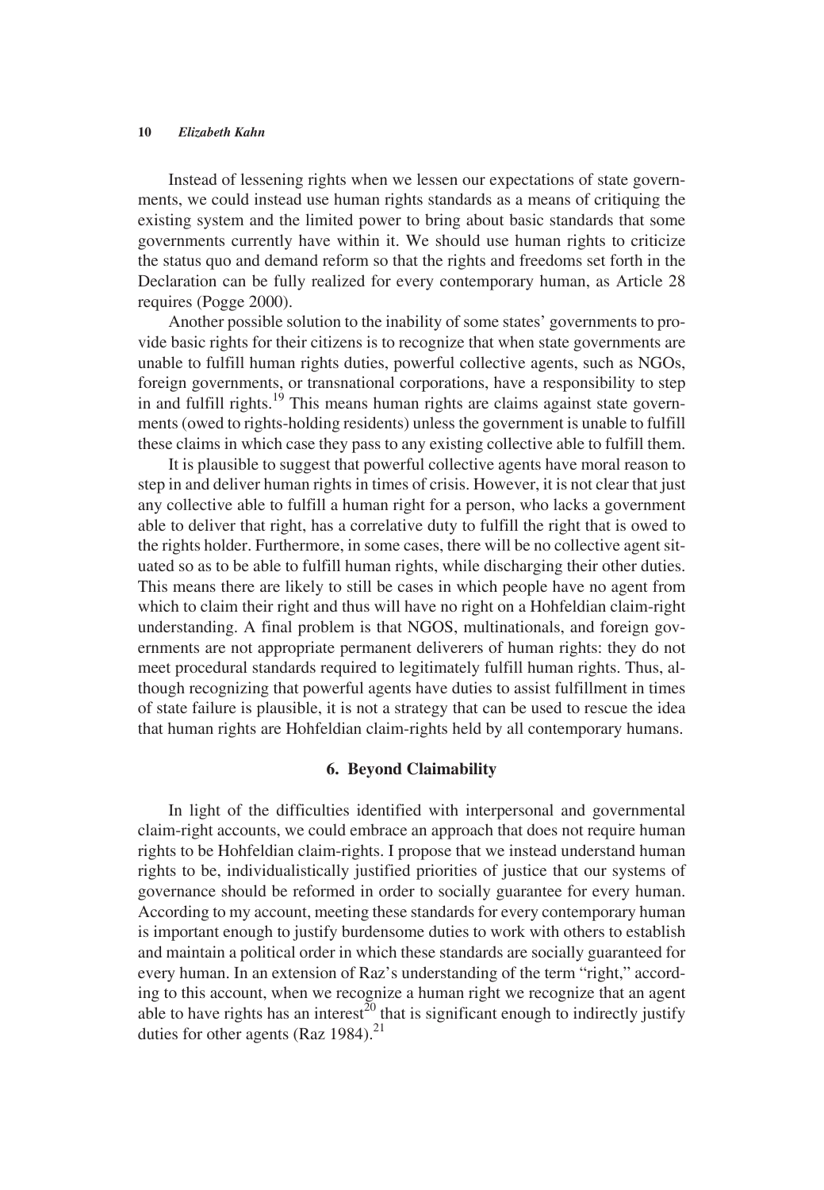Instead of lessening rights when we lessen our expectations of state governments, we could instead use human rights standards as a means of critiquing the existing system and the limited power to bring about basic standards that some governments currently have within it. We should use human rights to criticize the status quo and demand reform so that the rights and freedoms set forth in the Declaration can be fully realized for every contemporary human, as Article 28 requires (Pogge 2000).

Another possible solution to the inability of some states' governments to provide basic rights for their citizens is to recognize that when state governments are unable to fulfill human rights duties, powerful collective agents, such as NGOs, foreign governments, or transnational corporations, have a responsibility to step in and fulfill rights.[19] This means human rights are claims against state governments (owed to rights-holding residents) unless the government is unable to fulfill these claims in which case they pass to any existing collective able to fulfill them.

It is plausible to suggest that powerful collective agents have moral reason to step in and deliver human rights in times of crisis. However, it is not clear that just any collective able to fulfill a human right for a person, who lacks a government able to deliver that right, has a correlative duty to fulfill the right that is owed to the rights holder. Furthermore, in some cases, there will be no collective agent situated so as to be able to fulfill human rights, while discharging their other duties. This means there are likely to still be cases in which people have no agent from which to claim their right and thus will have no right on a Hohfeldian claim-right understanding. A final problem is that NGOS, multinationals, and foreign governments are not appropriate permanent deliverers of human rights: they do not meet procedural standards required to legitimately fulfill human rights. Thus, although recognizing that powerful agents have duties to assist fulfillment in times of state failure is plausible, it is not a strategy that can be used to rescue the idea that human rights are Hohfeldian claim-rights held by all contemporary humans.

## 6. Beyond Claimability

In light of the difficulties identified with interpersonal and governmental claim-right accounts, we could embrace an approach that does not require human rights to be Hohfeldian claim-rights. I propose that we instead understand human rights to be, individualistically justified priorities of justice that our systems of governance should be reformed in order to socially guarantee for every human. According to my account, meeting these standards for every contemporary human is important enough to justify burdensome duties to work with others to establish and maintain a political order in which these standards are socially guaranteed for every human. In an extension of Raz's understanding of the term "right," according to this account, when we recognize a human right we recognize that an agent able to have rights has an interest[20] that is significant enough to indirectly justify duties for other agents (Raz 1984).[21]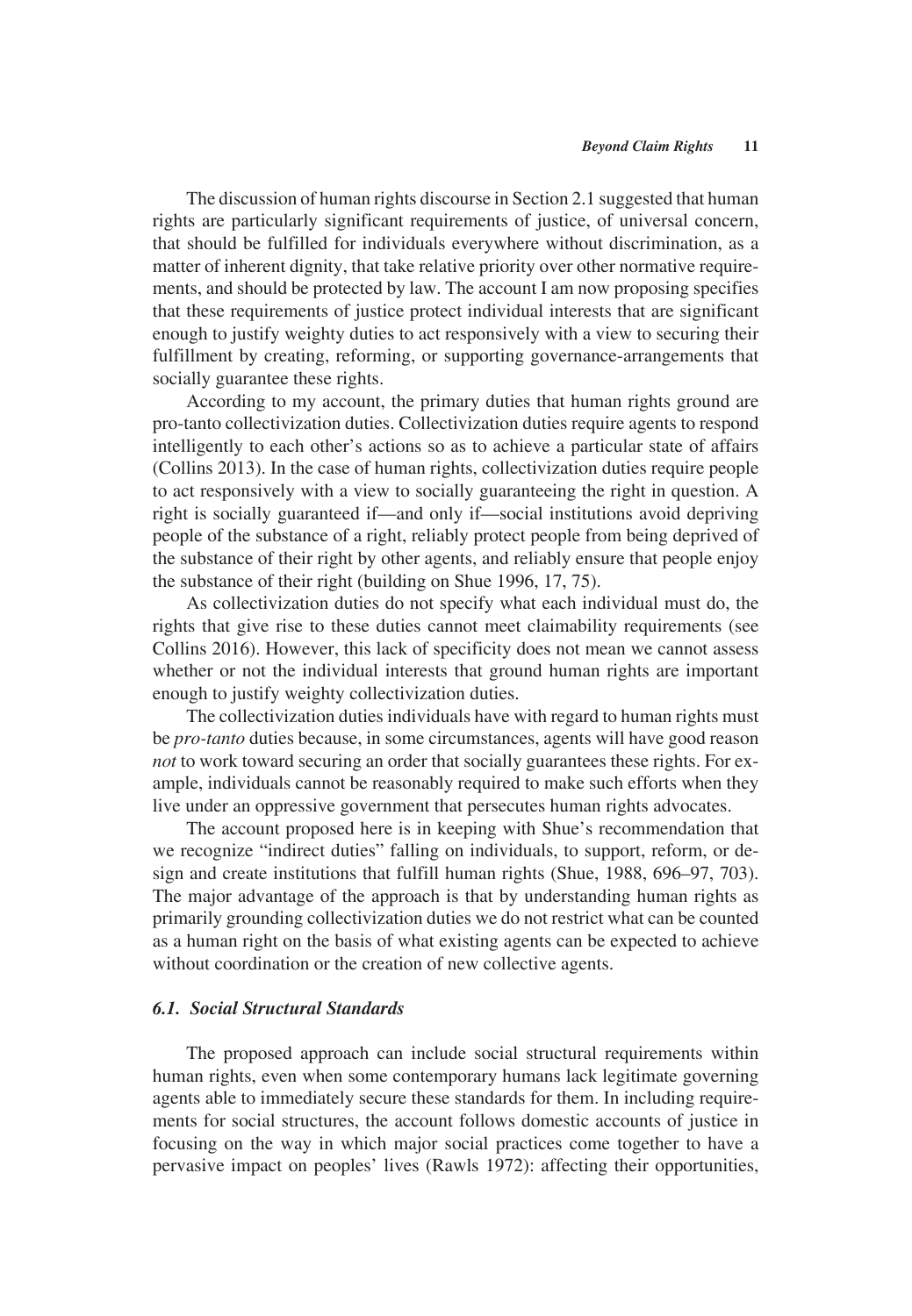The discussion of human rights discourse in Section 2.1 suggested that human rights are particularly significant requirements of justice, of universal concern, that should be fulfilled for individuals everywhere without discrimination, as a matter of inherent dignity, that take relative priority over other normative requirements, and should be protected by law. The account I am now proposing specifies that these requirements of justice protect individual interests that are significant enough to justify weighty duties to act responsively with a view to securing their fulfillment by creating, reforming, or supporting governance-arrangements that socially guarantee these rights.

According to my account, the primary duties that human rights ground are pro-tanto collectivization duties. Collectivization duties require agents to respond intelligently to each other's actions so as to achieve a particular state of affairs (Collins 2013). In the case of human rights, collectivization duties require people to act responsively with a view to socially guaranteeing the right in question. A right is socially guaranteed if—and only if—social institutions avoid depriving people of the substance of a right, reliably protect people from being deprived of the substance of their right by other agents, and reliably ensure that people enjoy the substance of their right (building on Shue 1996, 17, 75).

As collectivization duties do not specify what each individual must do, the rights that give rise to these duties cannot meet claimability requirements (see Collins 2016). However, this lack of specificity does not mean we cannot assess whether or not the individual interests that ground human rights are important enough to justify weighty collectivization duties.

The collectivization duties individuals have with regard to human rights must be *pro-tanto* duties because, in some circumstances, agents will have good reason *not* to work toward securing an order that socially guarantees these rights. For example, individuals cannot be reasonably required to make such efforts when they live under an oppressive government that persecutes human rights advocates.

The account proposed here is in keeping with Shue's recommendation that we recognize "indirect duties" falling on individuals, to support, reform, or design and create institutions that fulfill human rights (Shue, 1988, 696–97, 703). The major advantage of the approach is that by understanding human rights as primarily grounding collectivization duties we do not restrict what can be counted as a human right on the basis of what existing agents can be expected to achieve without coordination or the creation of new collective agents.

### *6.1. Social Structural Standards*

The proposed approach can include social structural requirements within human rights, even when some contemporary humans lack legitimate governing agents able to immediately secure these standards for them. In including requirements for social structures, the account follows domestic accounts of justice in focusing on the way in which major social practices come together to have a pervasive impact on peoples' lives (Rawls 1972): affecting their opportunities,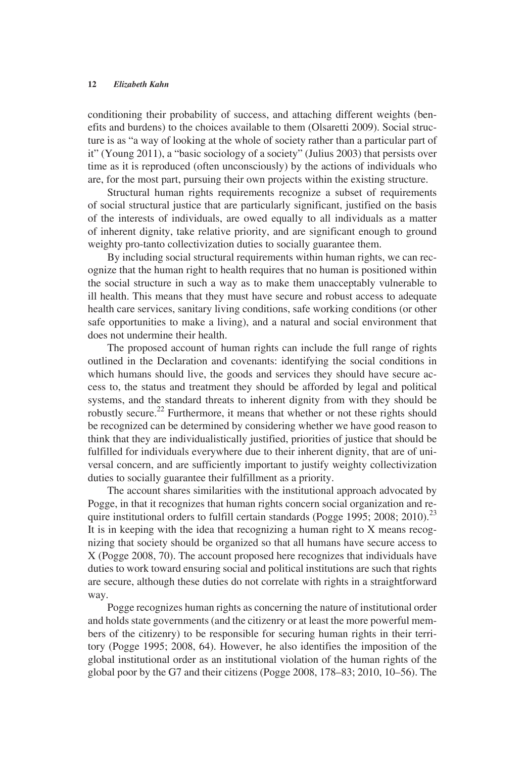conditioning their probability of success, and attaching different weights (benefits and burdens) to the choices available to them (Olsaretti 2009). Social structure is as "a way of looking at the whole of society rather than a particular part of it" (Young 2011), a "basic sociology of a society" (Julius 2003) that persists over time as it is reproduced (often unconsciously) by the actions of individuals who are, for the most part, pursuing their own projects within the existing structure.

Structural human rights requirements recognize a subset of requirements of social structural justice that are particularly significant, justified on the basis of the interests of individuals, are owed equally to all individuals as a matter of inherent dignity, take relative priority, and are significant enough to ground weighty pro-tanto collectivization duties to socially guarantee them.

By including social structural requirements within human rights, we can recognize that the human right to health requires that no human is positioned within the social structure in such a way as to make them unacceptably vulnerable to ill health. This means that they must have secure and robust access to adequate health care services, sanitary living conditions, safe working conditions (or other safe opportunities to make a living), and a natural and social environment that does not undermine their health.

The proposed account of human rights can include the full range of rights outlined in the Declaration and covenants: identifying the social conditions in which humans should live, the goods and services they should have secure access to, the status and treatment they should be afforded by legal and political systems, and the standard threats to inherent dignity from with they should be robustly secure.[22] Furthermore, it means that whether or not these rights should be recognized can be determined by considering whether we have good reason to think that they are individualistically justified, priorities of justice that should be fulfilled for individuals everywhere due to their inherent dignity, that are of universal concern, and are sufficiently important to justify weighty collectivization duties to socially guarantee their fulfillment as a priority.

The account shares similarities with the institutional approach advocated by Pogge, in that it recognizes that human rights concern social organization and require institutional orders to fulfill certain standards (Pogge 1995; 2008; 2010).[23] It is in keeping with the idea that recognizing a human right to X means recognizing that society should be organized so that all humans have secure access to X (Pogge 2008, 70). The account proposed here recognizes that individuals have duties to work toward ensuring social and political institutions are such that rights are secure, although these duties do not correlate with rights in a straightforward way.

Pogge recognizes human rights as concerning the nature of institutional order and holds state governments (and the citizenry or at least the more powerful members of the citizenry) to be responsible for securing human rights in their territory (Pogge 1995; 2008, 64). However, he also identifies the imposition of the global institutional order as an institutional violation of the human rights of the global poor by the G7 and their citizens (Pogge 2008, 178–83; 2010, 10–56). The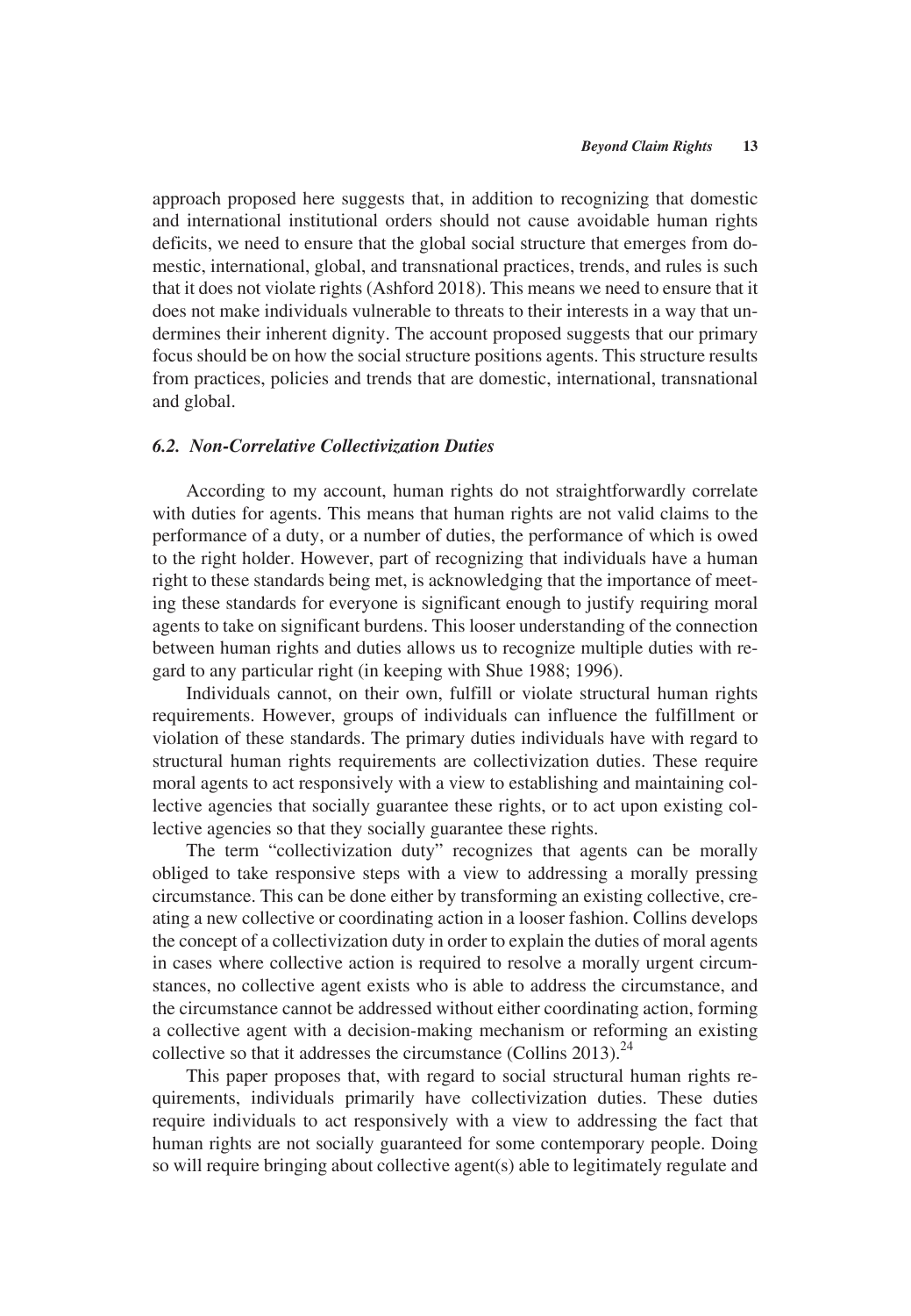approach proposed here suggests that, in addition to recognizing that domestic and international institutional orders should not cause avoidable human rights deficits, we need to ensure that the global social structure that emerges from domestic, international, global, and transnational practices, trends, and rules is such that it does not violate rights (Ashford 2018). This means we need to ensure that it does not make individuals vulnerable to threats to their interests in a way that undermines their inherent dignity. The account proposed suggests that our primary focus should be on how the social structure positions agents. This structure results from practices, policies and trends that are domestic, international, transnational and global.

### *6.2. Non-Correlative Collectivization Duties*

According to my account, human rights do not straightforwardly correlate with duties for agents. This means that human rights are not valid claims to the performance of a duty, or a number of duties, the performance of which is owed to the right holder. However, part of recognizing that individuals have a human right to these standards being met, is acknowledging that the importance of meeting these standards for everyone is significant enough to justify requiring moral agents to take on significant burdens. This looser understanding of the connection between human rights and duties allows us to recognize multiple duties with regard to any particular right (in keeping with Shue 1988; 1996).

Individuals cannot, on their own, fulfill or violate structural human rights requirements. However, groups of individuals can influence the fulfillment or violation of these standards. The primary duties individuals have with regard to structural human rights requirements are collectivization duties. These require moral agents to act responsively with a view to establishing and maintaining collective agencies that socially guarantee these rights, or to act upon existing collective agencies so that they socially guarantee these rights.

The term "collectivization duty" recognizes that agents can be morally obliged to take responsive steps with a view to addressing a morally pressing circumstance. This can be done either by transforming an existing collective, creating a new collective or coordinating action in a looser fashion. Collins develops the concept of a collectivization duty in order to explain the duties of moral agents in cases where collective action is required to resolve a morally urgent circumstances, no collective agent exists who is able to address the circumstance, and the circumstance cannot be addressed without either coordinating action, forming a collective agent with a decision-making mechanism or reforming an existing collective so that it addresses the circumstance (Collins 2013).[24]

This paper proposes that, with regard to social structural human rights requirements, individuals primarily have collectivization duties. These duties require individuals to act responsively with a view to addressing the fact that human rights are not socially guaranteed for some contemporary people. Doing so will require bringing about collective agent(s) able to legitimately regulate and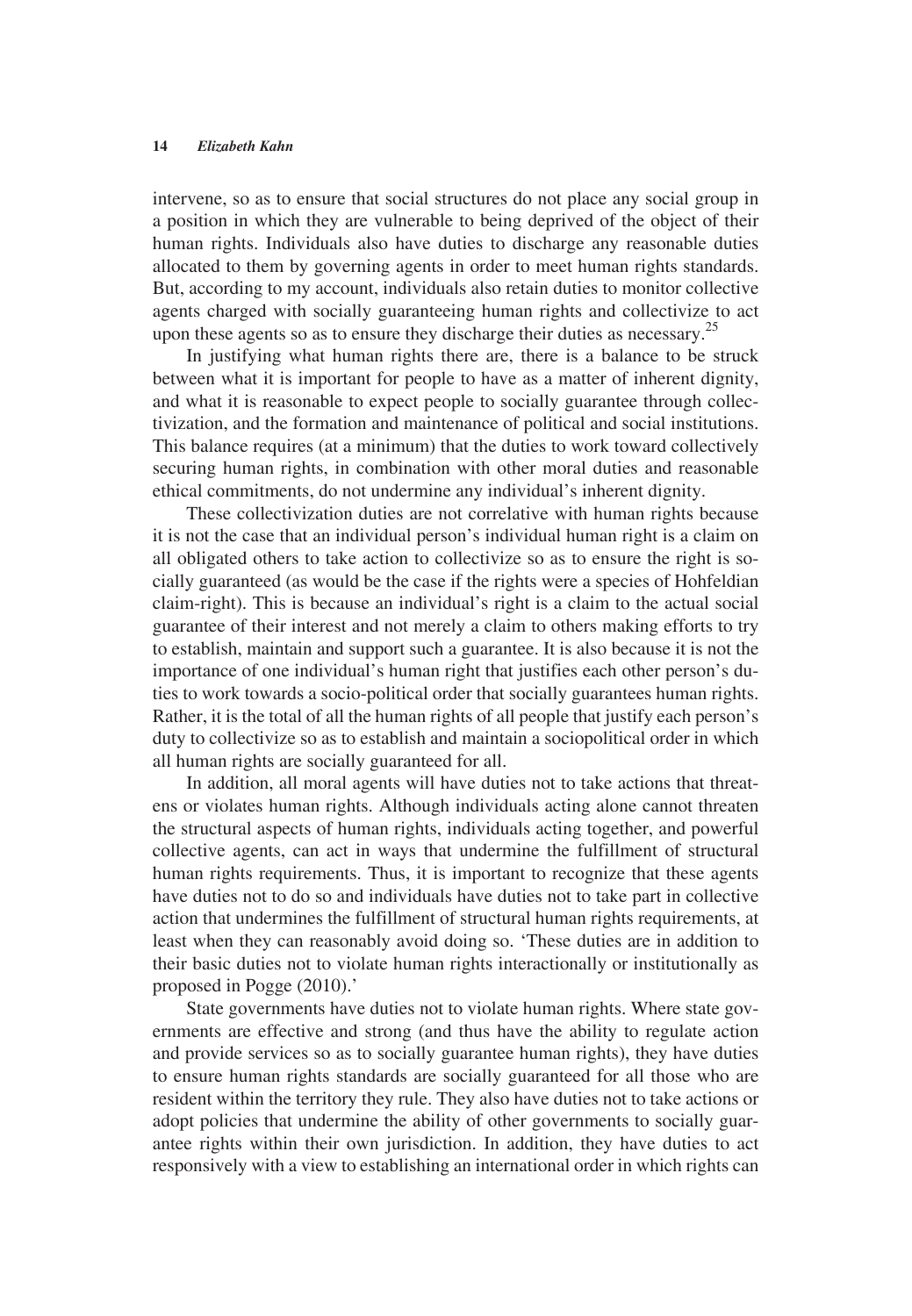intervene, so as to ensure that social structures do not place any social group in a position in which they are vulnerable to being deprived of the object of their human rights. Individuals also have duties to discharge any reasonable duties allocated to them by governing agents in order to meet human rights standards. But, according to my account, individuals also retain duties to monitor collective agents charged with socially guaranteeing human rights and collectivize to act upon these agents so as to ensure they discharge their duties as necessary.[25]

In justifying what human rights there are, there is a balance to be struck between what it is important for people to have as a matter of inherent dignity, and what it is reasonable to expect people to socially guarantee through collectivization, and the formation and maintenance of political and social institutions. This balance requires (at a minimum) that the duties to work toward collectively securing human rights, in combination with other moral duties and reasonable ethical commitments, do not undermine any individual's inherent dignity.

These collectivization duties are not correlative with human rights because it is not the case that an individual person's individual human right is a claim on all obligated others to take action to collectivize so as to ensure the right is socially guaranteed (as would be the case if the rights were a species of Hohfeldian claim-right). This is because an individual's right is a claim to the actual social guarantee of their interest and not merely a claim to others making efforts to try to establish, maintain and support such a guarantee. It is also because it is not the importance of one individual's human right that justifies each other person's duties to work towards a socio-political order that socially guarantees human rights. Rather, it is the total of all the human rights of all people that justify each person's duty to collectivize so as to establish and maintain a sociopolitical order in which all human rights are socially guaranteed for all.

In addition, all moral agents will have duties not to take actions that threatens or violates human rights. Although individuals acting alone cannot threaten the structural aspects of human rights, individuals acting together, and powerful collective agents, can act in ways that undermine the fulfillment of structural human rights requirements. Thus, it is important to recognize that these agents have duties not to do so and individuals have duties not to take part in collective action that undermines the fulfillment of structural human rights requirements, at least when they can reasonably avoid doing so. 'These duties are in addition to their basic duties not to violate human rights interactionally or institutionally as proposed in Pogge (2010).'

State governments have duties not to violate human rights. Where state governments are effective and strong (and thus have the ability to regulate action and provide services so as to socially guarantee human rights), they have duties to ensure human rights standards are socially guaranteed for all those who are resident within the territory they rule. They also have duties not to take actions or adopt policies that undermine the ability of other governments to socially guarantee rights within their own jurisdiction. In addition, they have duties to act responsively with a view to establishing an international order in which rights can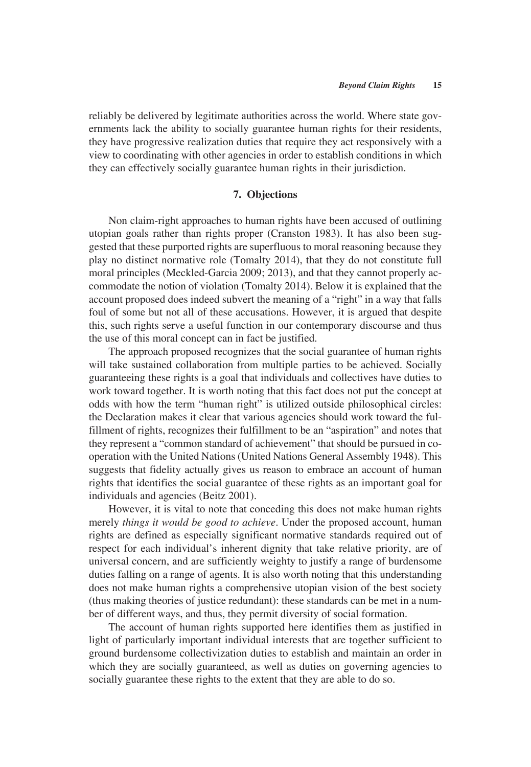reliably be delivered by legitimate authorities across the world. Where state governments lack the ability to socially guarantee human rights for their residents, they have progressive realization duties that require they act responsively with a view to coordinating with other agencies in order to establish conditions in which they can effectively socially guarantee human rights in their jurisdiction.

## 7. Objections

Non claim-right approaches to human rights have been accused of outlining utopian goals rather than rights proper (Cranston 1983). It has also been suggested that these purported rights are superfluous to moral reasoning because they play no distinct normative role (Tomalty 2014), that they do not constitute full moral principles (Meckled-Garcia 2009; 2013), and that they cannot properly accommodate the notion of violation (Tomalty 2014). Below it is explained that the account proposed does indeed subvert the meaning of a "right" in a way that falls foul of some but not all of these accusations. However, it is argued that despite this, such rights serve a useful function in our contemporary discourse and thus the use of this moral concept can in fact be justified.

The approach proposed recognizes that the social guarantee of human rights will take sustained collaboration from multiple parties to be achieved. Socially guaranteeing these rights is a goal that individuals and collectives have duties to work toward together. It is worth noting that this fact does not put the concept at odds with how the term "human right" is utilized outside philosophical circles: the Declaration makes it clear that various agencies should work toward the fulfillment of rights, recognizes their fulfillment to be an "aspiration" and notes that they represent a "common standard of achievement" that should be pursued in cooperation with the United Nations (United Nations General Assembly 1948). This suggests that fidelity actually gives us reason to embrace an account of human rights that identifies the social guarantee of these rights as an important goal for individuals and agencies (Beitz 2001).

However, it is vital to note that conceding this does not make human rights merely *things it would be good to achieve*. Under the proposed account, human rights are defined as especially significant normative standards required out of respect for each individual's inherent dignity that take relative priority, are of universal concern, and are sufficiently weighty to justify a range of burdensome duties falling on a range of agents. It is also worth noting that this understanding does not make human rights a comprehensive utopian vision of the best society (thus making theories of justice redundant): these standards can be met in a number of different ways, and thus, they permit diversity of social formation.

The account of human rights supported here identifies them as justified in light of particularly important individual interests that are together sufficient to ground burdensome collectivization duties to establish and maintain an order in which they are socially guaranteed, as well as duties on governing agencies to socially guarantee these rights to the extent that they are able to do so.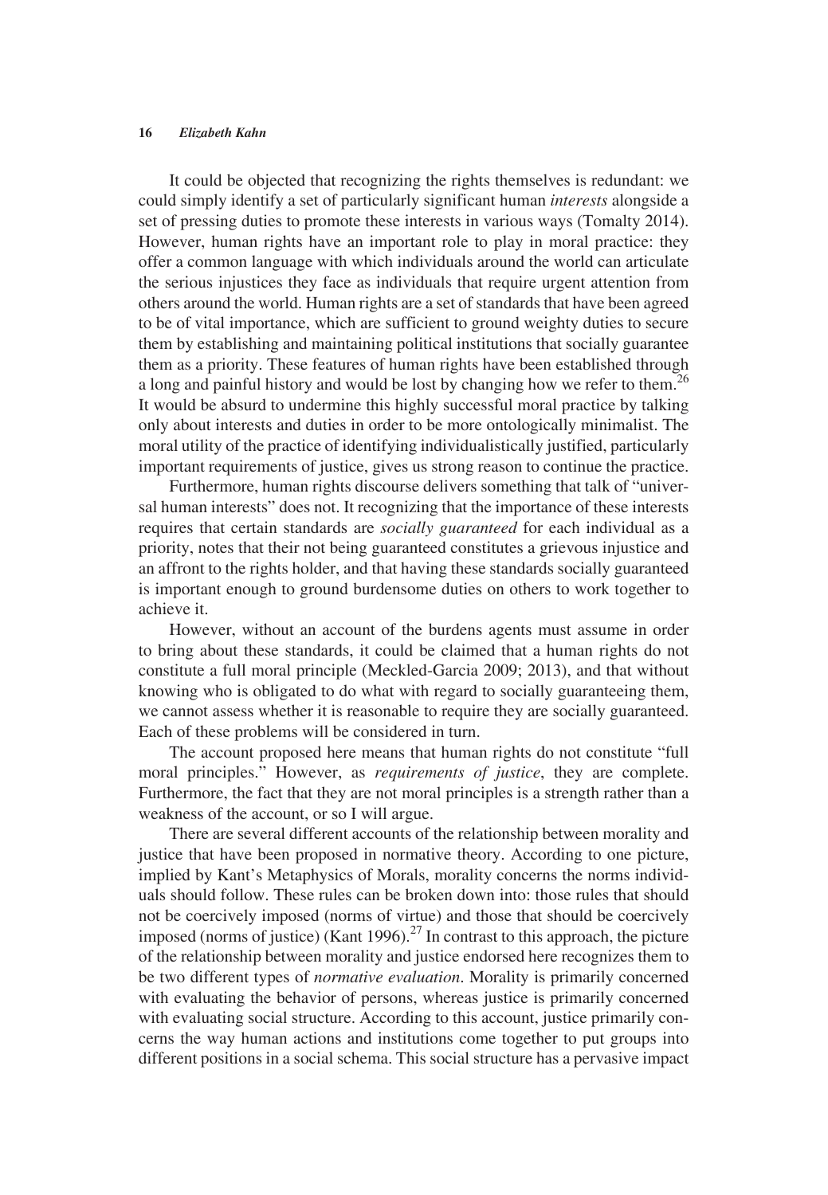It could be objected that recognizing the rights themselves is redundant: we could simply identify a set of particularly significant human *interests* alongside a set of pressing duties to promote these interests in various ways (Tomalty 2014). However, human rights have an important role to play in moral practice: they offer a common language with which individuals around the world can articulate the serious injustices they face as individuals that require urgent attention from others around the world. Human rights are a set of standards that have been agreed to be of vital importance, which are sufficient to ground weighty duties to secure them by establishing and maintaining political institutions that socially guarantee them as a priority. These features of human rights have been established through a long and painful history and would be lost by changing how we refer to them.[26] It would be absurd to undermine this highly successful moral practice by talking only about interests and duties in order to be more ontologically minimalist. The moral utility of the practice of identifying individualistically justified, particularly important requirements of justice, gives us strong reason to continue the practice.

Furthermore, human rights discourse delivers something that talk of "universal human interests" does not. It recognizing that the importance of these interests requires that certain standards are *socially guaranteed* for each individual as a priority, notes that their not being guaranteed constitutes a grievous injustice and an affront to the rights holder, and that having these standards socially guaranteed is important enough to ground burdensome duties on others to work together to achieve it.

However, without an account of the burdens agents must assume in order to bring about these standards, it could be claimed that a human rights do not constitute a full moral principle (Meckled-Garcia 2009; 2013), and that without knowing who is obligated to do what with regard to socially guaranteeing them, we cannot assess whether it is reasonable to require they are socially guaranteed. Each of these problems will be considered in turn.

The account proposed here means that human rights do not constitute "full moral principles." However, as *requirements of justice*, they are complete. Furthermore, the fact that they are not moral principles is a strength rather than a weakness of the account, or so I will argue.

There are several different accounts of the relationship between morality and justice that have been proposed in normative theory. According to one picture, implied by Kant's Metaphysics of Morals, morality concerns the norms individuals should follow. These rules can be broken down into: those rules that should not be coercively imposed (norms of virtue) and those that should be coercively imposed (norms of justice) (Kant 1996).[27] In contrast to this approach, the picture of the relationship between morality and justice endorsed here recognizes them to be two different types of *normative evaluation*. Morality is primarily concerned with evaluating the behavior of persons, whereas justice is primarily concerned with evaluating social structure. According to this account, justice primarily concerns the way human actions and institutions come together to put groups into different positions in a social schema. This social structure has a pervasive impact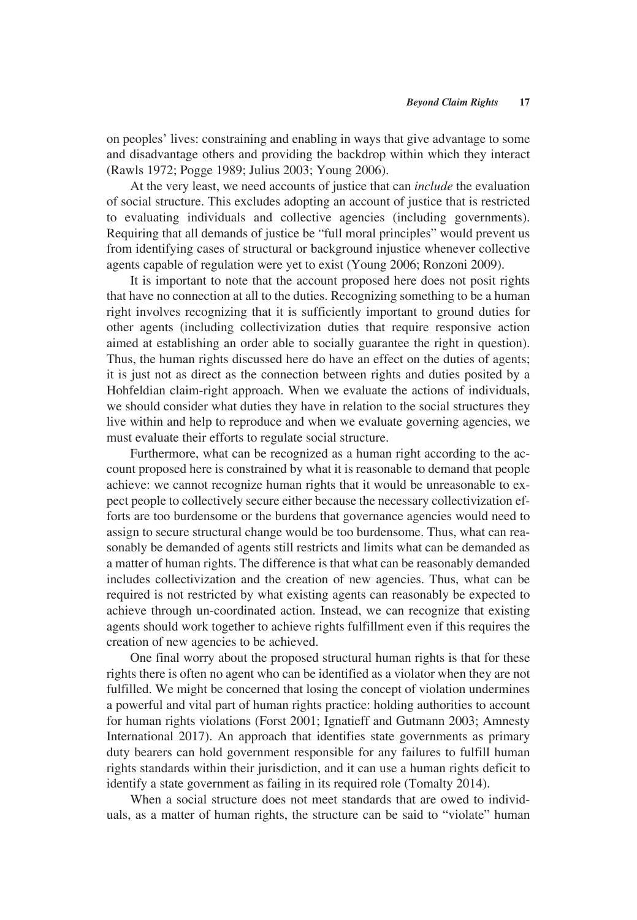on peoples' lives: constraining and enabling in ways that give advantage to some and disadvantage others and providing the backdrop within which they interact (Rawls 1972; Pogge 1989; Julius 2003; Young 2006).

At the very least, we need accounts of justice that can *include* the evaluation of social structure. This excludes adopting an account of justice that is restricted to evaluating individuals and collective agencies (including governments). Requiring that all demands of justice be "full moral principles" would prevent us from identifying cases of structural or background injustice whenever collective agents capable of regulation were yet to exist (Young 2006; Ronzoni 2009).

It is important to note that the account proposed here does not posit rights that have no connection at all to the duties. Recognizing something to be a human right involves recognizing that it is sufficiently important to ground duties for other agents (including collectivization duties that require responsive action aimed at establishing an order able to socially guarantee the right in question). Thus, the human rights discussed here do have an effect on the duties of agents; it is just not as direct as the connection between rights and duties posited by a Hohfeldian claim-right approach. When we evaluate the actions of individuals, we should consider what duties they have in relation to the social structures they live within and help to reproduce and when we evaluate governing agencies, we must evaluate their efforts to regulate social structure.

Furthermore, what can be recognized as a human right according to the account proposed here is constrained by what it is reasonable to demand that people achieve: we cannot recognize human rights that it would be unreasonable to expect people to collectively secure either because the necessary collectivization efforts are too burdensome or the burdens that governance agencies would need to assign to secure structural change would be too burdensome. Thus, what can reasonably be demanded of agents still restricts and limits what can be demanded as a matter of human rights. The difference is that what can be reasonably demanded includes collectivization and the creation of new agencies. Thus, what can be required is not restricted by what existing agents can reasonably be expected to achieve through un-coordinated action. Instead, we can recognize that existing agents should work together to achieve rights fulfillment even if this requires the creation of new agencies to be achieved.

One final worry about the proposed structural human rights is that for these rights there is often no agent who can be identified as a violator when they are not fulfilled. We might be concerned that losing the concept of violation undermines a powerful and vital part of human rights practice: holding authorities to account for human rights violations (Forst 2001; Ignatieff and Gutmann 2003; Amnesty International 2017). An approach that identifies state governments as primary duty bearers can hold government responsible for any failures to fulfill human rights standards within their jurisdiction, and it can use a human rights deficit to identify a state government as failing in its required role (Tomalty 2014).

When a social structure does not meet standards that are owed to individuals, as a matter of human rights, the structure can be said to "violate" human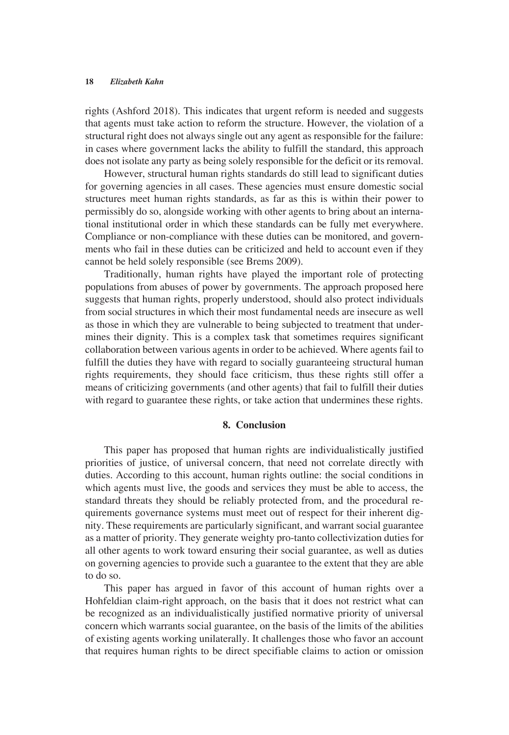rights (Ashford 2018). This indicates that urgent reform is needed and suggests that agents must take action to reform the structure. However, the violation of a structural right does not always single out any agent as responsible for the failure: in cases where government lacks the ability to fulfill the standard, this approach does not isolate any party as being solely responsible for the deficit or its removal.

However, structural human rights standards do still lead to significant duties for governing agencies in all cases. These agencies must ensure domestic social structures meet human rights standards, as far as this is within their power to permissibly do so, alongside working with other agents to bring about an international institutional order in which these standards can be fully met everywhere. Compliance or non-compliance with these duties can be monitored, and governments who fail in these duties can be criticized and held to account even if they cannot be held solely responsible (see Brems 2009).

Traditionally, human rights have played the important role of protecting populations from abuses of power by governments. The approach proposed here suggests that human rights, properly understood, should also protect individuals from social structures in which their most fundamental needs are insecure as well as those in which they are vulnerable to being subjected to treatment that undermines their dignity. This is a complex task that sometimes requires significant collaboration between various agents in order to be achieved. Where agents fail to fulfill the duties they have with regard to socially guaranteeing structural human rights requirements, they should face criticism, thus these rights still offer a means of criticizing governments (and other agents) that fail to fulfill their duties with regard to guarantee these rights, or take action that undermines these rights.

## 8. Conclusion

This paper has proposed that human rights are individualistically justified priorities of justice, of universal concern, that need not correlate directly with duties. According to this account, human rights outline: the social conditions in which agents must live, the goods and services they must be able to access, the standard threats they should be reliably protected from, and the procedural requirements governance systems must meet out of respect for their inherent dignity. These requirements are particularly significant, and warrant social guarantee as a matter of priority. They generate weighty pro-tanto collectivization duties for all other agents to work toward ensuring their social guarantee, as well as duties on governing agencies to provide such a guarantee to the extent that they are able to do so.

This paper has argued in favor of this account of human rights over a Hohfeldian claim-right approach, on the basis that it does not restrict what can be recognized as an individualistically justified normative priority of universal concern which warrants social guarantee, on the basis of the limits of the abilities of existing agents working unilaterally. It challenges those who favor an account that requires human rights to be direct specifiable claims to action or omission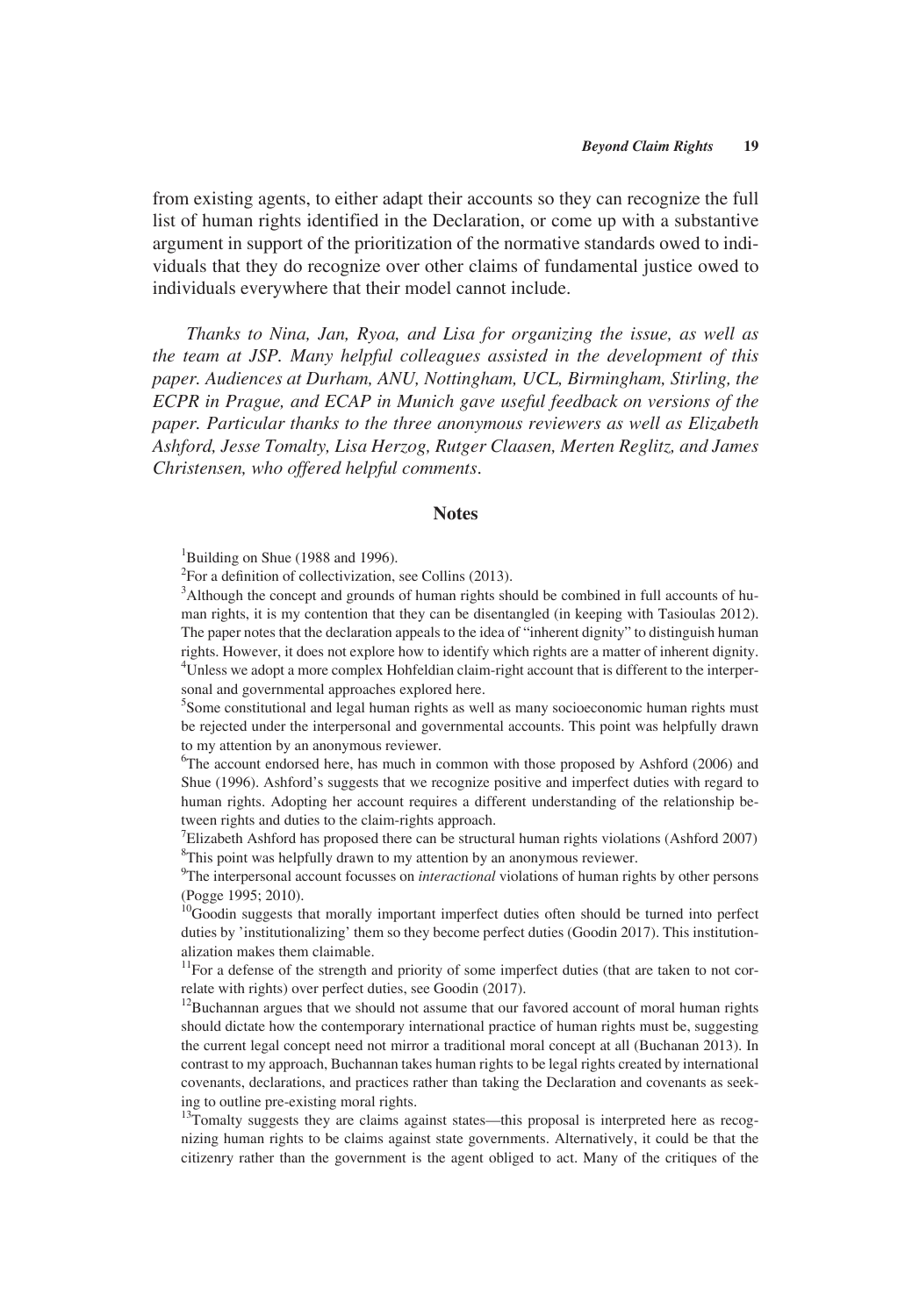from existing agents, to either adapt their accounts so they can recognize the full list of human rights identified in the Declaration, or come up with a substantive argument in support of the prioritization of the normative standards owed to individuals that they do recognize over other claims of fundamental justice owed to individuals everywhere that their model cannot include.

*Thanks to Nina, Jan, Ryoa, and Lisa for organizing the issue, as well as the team at JSP. Many helpful colleagues assisted in the development of this paper. Audiences at Durham, ANU, Nottingham, UCL, Birmingham, Stirling, the ECPR in Prague, and ECAP in Munich gave useful feedback on versions of the paper. Particular thanks to the three anonymous reviewers as well as Elizabeth Ashford, Jesse Tomalty, Lisa Herzog, Rutger Claasen, Merten Reglitz, and James Christensen, who offered helpful comments.*

## Notes

[1]Building on Shue (1988 and 1996).

[2]For a definition of collectivization, see Collins (2013).

[3]Although the concept and grounds of human rights should be combined in full accounts of human rights, it is my contention that they can be disentangled (in keeping with Tasioulas 2012). The paper notes that the declaration appeals to the idea of "inherent dignity" to distinguish human rights. However, it does not explore how to identify which rights are a matter of inherent dignity.

[4]Unless we adopt a more complex Hohfeldian claim-right account that is different to the interpersonal and governmental approaches explored here.

[5]Some constitutional and legal human rights as well as many socioeconomic human rights must be rejected under the interpersonal and governmental accounts. This point was helpfully drawn to my attention by an anonymous reviewer.

[6]The account endorsed here, has much in common with those proposed by Ashford (2006) and Shue (1996). Ashford's suggests that we recognize positive and imperfect duties with regard to human rights. Adopting her account requires a different understanding of the relationship between rights and duties to the claim-rights approach.

[7]Elizabeth Ashford has proposed there can be structural human rights violations (Ashford 2007)

[8]This point was helpfully drawn to my attention by an anonymous reviewer.

[9]The interpersonal account focusses on *interactional* violations of human rights by other persons (Pogge 1995; 2010).

[10]Goodin suggests that morally important imperfect duties often should be turned into perfect duties by 'institutionalizing' them so they become perfect duties (Goodin 2017). This institutionalization makes them claimable.

[11]For a defense of the strength and priority of some imperfect duties (that are taken to not correlate with rights) over perfect duties, see Goodin (2017).

[12]Buchannan argues that we should not assume that our favored account of moral human rights should dictate how the contemporary international practice of human rights must be, suggesting the current legal concept need not mirror a traditional moral concept at all (Buchanan 2013). In contrast to my approach, Buchannan takes human rights to be legal rights created by international covenants, declarations, and practices rather than taking the Declaration and covenants as seeking to outline pre-existing moral rights.

[13]Tomalty suggests they are claims against states—this proposal is interpreted here as recognizing human rights to be claims against state governments. Alternatively, it could be that the citizenry rather than the government is the agent obliged to act. Many of the critiques of the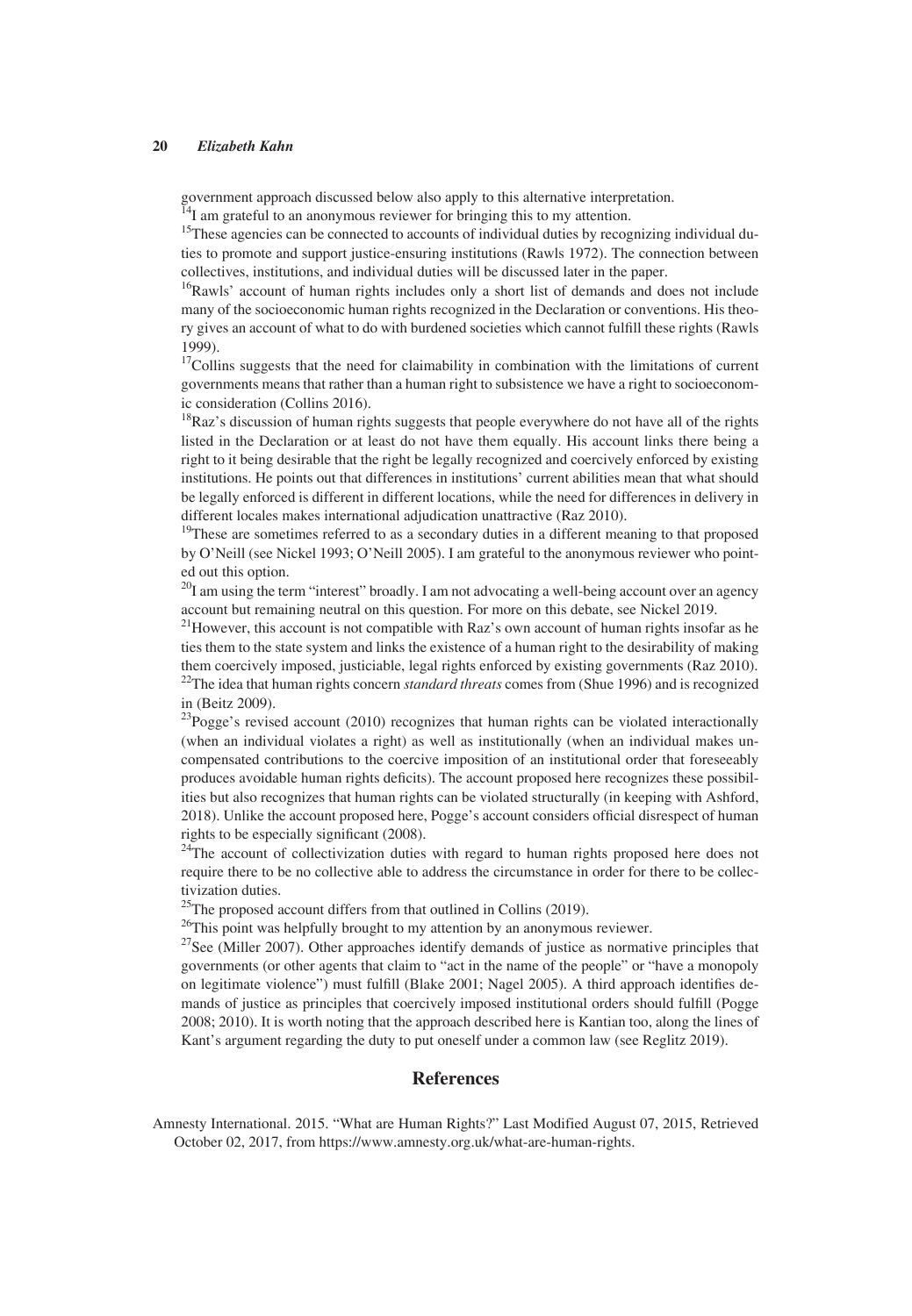government approach discussed below also apply to this alternative interpretation.

[14]I am grateful to an anonymous reviewer for bringing this to my attention.

[15]These agencies can be connected to accounts of individual duties by recognizing individual duties to promote and support justice-ensuring institutions (Rawls 1972). The connection between collectives, institutions, and individual duties will be discussed later in the paper.

[16]Rawls' account of human rights includes only a short list of demands and does not include many of the socioeconomic human rights recognized in the Declaration or conventions. His theory gives an account of what to do with burdened societies which cannot fulfill these rights (Rawls 1999).

[17]Collins suggests that the need for claimability in combination with the limitations of current governments means that rather than a human right to subsistence we have a right to socioeconomic consideration (Collins 2016).

[18]Raz's discussion of human rights suggests that people everywhere do not have all of the rights listed in the Declaration or at least do not have them equally. His account links there being a right to it being desirable that the right be legally recognized and coercively enforced by existing institutions. He points out that differences in institutions' current abilities mean that what should be legally enforced is different in different locations, while the need for differences in delivery in different locales makes international adjudication unattractive (Raz 2010).

[19]These are sometimes referred to as a secondary duties in a different meaning to that proposed by O'Neill (see Nickel 1993; O'Neill 2005). I am grateful to the anonymous reviewer who pointed out this option.

[20]I am using the term "interest" broadly. I am not advocating a well-being account over an agency account but remaining neutral on this question. For more on this debate, see Nickel 2019.

[21]However, this account is not compatible with Raz's own account of human rights insofar as he ties them to the state system and links the existence of a human right to the desirability of making them coercively imposed, justiciable, legal rights enforced by existing governments (Raz 2010).

[22]The idea that human rights concern *standard threats* comes from (Shue 1996) and is recognized in (Beitz 2009).

[23]Pogge's revised account (2010) recognizes that human rights can be violated interactionally (when an individual violates a right) as well as institutionally (when an individual makes uncompensated contributions to the coercive imposition of an institutional order that foreseeably produces avoidable human rights deficits). The account proposed here recognizes these possibilities but also recognizes that human rights can be violated structurally (in keeping with Ashford, 2018). Unlike the account proposed here, Pogge's account considers official disrespect of human rights to be especially significant (2008).

[24]The account of collectivization duties with regard to human rights proposed here does not require there to be no collective able to address the circumstance in order for there to be collectivization duties.

[25]The proposed account differs from that outlined in Collins (2019).

[26]This point was helpfully brought to my attention by an anonymous reviewer.

[27]See (Miller 2007). Other approaches identify demands of justice as normative principles that governments (or other agents that claim to "act in the name of the people" or "have a monopoly on legitimate violence") must fulfill (Blake 2001; Nagel 2005). A third approach identifies demands of justice as principles that coercively imposed institutional orders should fulfill (Pogge 2008; 2010). It is worth noting that the approach described here is Kantian too, along the lines of Kant's argument regarding the duty to put oneself under a common law (see Reglitz 2019).

## References

Amnesty International. 2015. "What are Human Rights?" Last Modified August 07, 2015, Retrieved October 02, 2017, from https://www.amnesty.org.uk/what-are-human-rights.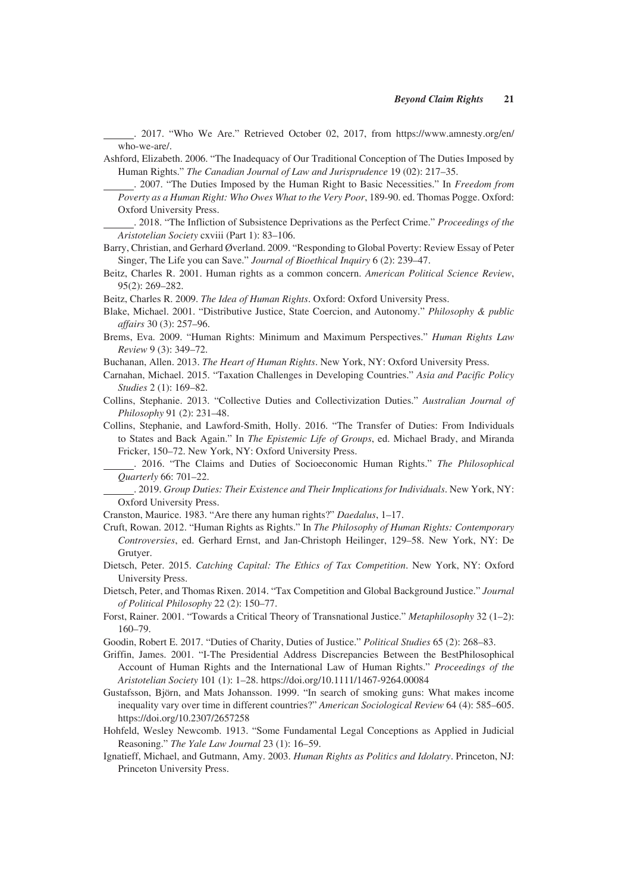______. 2017. "Who We Are." Retrieved October 02, 2017, from https://www.amnesty.org/en/who-we-are/.

Ashford, Elizabeth. 2006. "The Inadequacy of Our Traditional Conception of The Duties Imposed by Human Rights." *The Canadian Journal of Law and Jurisprudence* 19 (02): 217–35.

______. 2007. "The Duties Imposed by the Human Right to Basic Necessities." In *Freedom from Poverty as a Human Right: Who Owes What to the Very Poor*, 189-90. ed. Thomas Pogge. Oxford: Oxford University Press.

______. 2018. "The Infliction of Subsistence Deprivations as the Perfect Crime." *Proceedings of the Aristotelian Society* cxviii (Part 1): 83–106.

Barry, Christian, and Gerhard Øverland. 2009. "Responding to Global Poverty: Review Essay of Peter Singer, The Life you can Save." *Journal of Bioethical Inquiry* 6 (2): 239–47.

Beitz, Charles R. 2001. Human rights as a common concern. *American Political Science Review*, 95(2): 269–282.

Beitz, Charles R. 2009. *The Idea of Human Rights*. Oxford: Oxford University Press.

Blake, Michael. 2001. "Distributive Justice, State Coercion, and Autonomy." *Philosophy & public affairs* 30 (3): 257–96.

Brems, Eva. 2009. "Human Rights: Minimum and Maximum Perspectives." *Human Rights Law Review* 9 (3): 349–72.

Buchanan, Allen. 2013. *The Heart of Human Rights*. New York, NY: Oxford University Press.

Carnahan, Michael. 2015. "Taxation Challenges in Developing Countries." *Asia and Pacific Policy Studies* 2 (1): 169–82.

Collins, Stephanie. 2013. "Collective Duties and Collectivization Duties." *Australian Journal of Philosophy* 91 (2): 231–48.

Collins, Stephanie, and Lawford-Smith, Holly. 2016. "The Transfer of Duties: From Individuals to States and Back Again." In *The Epistemic Life of Groups*, ed. Michael Brady, and Miranda Fricker, 150–72. New York, NY: Oxford University Press.

______. 2016. "The Claims and Duties of Socioeconomic Human Rights." *The Philosophical Quarterly* 66: 701–22.

______. 2019. *Group Duties: Their Existence and Their Implications for Individuals*. New York, NY: Oxford University Press.

Cranston, Maurice. 1983. "Are there any human rights?" *Daedalus*, 1–17.

Cruft, Rowan. 2012. "Human Rights as Rights." In *The Philosophy of Human Rights: Contemporary Controversies*, ed. Gerhard Ernst, and Jan-Christoph Heilinger, 129–58. New York, NY: De Grutyer.

Dietsch, Peter. 2015. *Catching Capital: The Ethics of Tax Competition*. New York, NY: Oxford University Press.

Dietsch, Peter, and Thomas Rixen. 2014. "Tax Competition and Global Background Justice." *Journal of Political Philosophy* 22 (2): 150–77.

Forst, Rainer. 2001. "Towards a Critical Theory of Transnational Justice." *Metaphilosophy* 32 (1–2): 160–79.

Goodin, Robert E. 2017. "Duties of Charity, Duties of Justice." *Political Studies* 65 (2): 268–83.

Griffin, James. 2001. "I-The Presidential Address Discrepancies Between the BestPhilosophical Account of Human Rights and the International Law of Human Rights." *Proceedings of the Aristotelian Society* 101 (1): 1–28. https://doi.org/10.1111/1467-9264.00084

Gustafsson, Björn, and Mats Johansson. 1999. "In search of smoking guns: What makes income inequality vary over time in different countries?" *American Sociological Review* 64 (4): 585–605. https://doi.org/10.2307/2657258

Hohfeld, Wesley Newcomb. 1913. "Some Fundamental Legal Conceptions as Applied in Judicial Reasoning." *The Yale Law Journal* 23 (1): 16–59.

Ignatieff, Michael, and Gutmann, Amy. 2003. *Human Rights as Politics and Idolatry*. Princeton, NJ: Princeton University Press.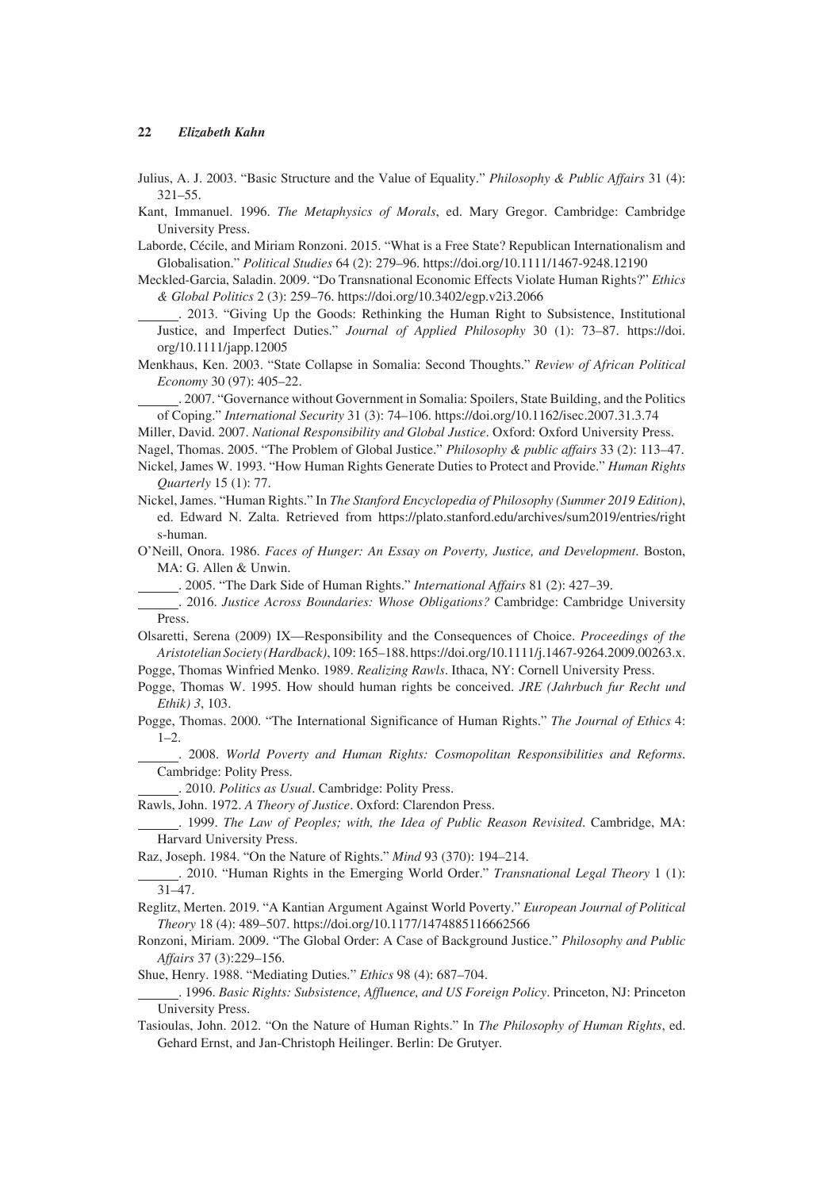Julius, A. J. 2003. "Basic Structure and the Value of Equality." *Philosophy & Public Affairs* 31 (4): 321–55.

Kant, Immanuel. 1996. *The Metaphysics of Morals*, ed. Mary Gregor. Cambridge: Cambridge University Press.

Laborde, Cécile, and Miriam Ronzoni. 2015. "What is a Free State? Republican Internationalism and Globalisation." *Political Studies* 64 (2): 279–96. https://doi.org/10.1111/1467-9248.12190

Meckled-Garcia, Saladin. 2009. "Do Transnational Economic Effects Violate Human Rights?" *Ethics & Global Politics* 2 (3): 259–76. https://doi.org/10.3402/egp.v2i3.2066

______. 2013. "Giving Up the Goods: Rethinking the Human Right to Subsistence, Institutional Justice, and Imperfect Duties." *Journal of Applied Philosophy* 30 (1): 73–87. https://doi.org/10.1111/japp.12005

Menkhaus, Ken. 2003. "State Collapse in Somalia: Second Thoughts." *Review of African Political Economy* 30 (97): 405–22.

______. 2007. "Governance without Government in Somalia: Spoilers, State Building, and the Politics of Coping." *International Security* 31 (3): 74–106. https://doi.org/10.1162/isec.2007.31.3.74

Miller, David. 2007. *National Responsibility and Global Justice*. Oxford: Oxford University Press.

Nagel, Thomas. 2005. "The Problem of Global Justice." *Philosophy & public affairs* 33 (2): 113–47.

Nickel, James W. 1993. "How Human Rights Generate Duties to Protect and Provide." *Human Rights Quarterly* 15 (1): 77.

Nickel, James. "Human Rights." In *The Stanford Encyclopedia of Philosophy (Summer 2019 Edition)*, ed. Edward N. Zalta. Retrieved from https://plato.stanford.edu/archives/sum2019/entries/rights-human.

O'Neill, Onora. 1986. *Faces of Hunger: An Essay on Poverty, Justice, and Development*. Boston, MA: G. Allen & Unwin.

______. 2005. "The Dark Side of Human Rights." *International Affairs* 81 (2): 427–39.

______. 2016. *Justice Across Boundaries: Whose Obligations?* Cambridge: Cambridge University Press.

Olsaretti, Serena (2009) IX—Responsibility and the Consequences of Choice. *Proceedings of the Aristotelian Society (Hardback)*, 109: 165–188. https://doi.org/10.1111/j.1467-9264.2009.00263.x.

Pogge, Thomas Winfried Menko. 1989. *Realizing Rawls*. Ithaca, NY: Cornell University Press.

Pogge, Thomas W. 1995. How should human rights be conceived. *JRE (Jahrbuch fur Recht und Ethik) 3*, 103.

Pogge, Thomas. 2000. "The International Significance of Human Rights." *The Journal of Ethics* 4: 1–2.

______. 2008. *World Poverty and Human Rights: Cosmopolitan Responsibilities and Reforms*. Cambridge: Polity Press.

______. 2010. *Politics as Usual*. Cambridge: Polity Press.

Rawls, John. 1972. *A Theory of Justice*. Oxford: Clarendon Press.

______. 1999. *The Law of Peoples; with, the Idea of Public Reason Revisited*. Cambridge, MA: Harvard University Press.

Raz, Joseph. 1984. "On the Nature of Rights." *Mind* 93 (370): 194–214.

______. 2010. "Human Rights in the Emerging World Order." *Transnational Legal Theory* 1 (1): 31–47.

Reglitz, Merten. 2019. "A Kantian Argument Against World Poverty." *European Journal of Political Theory* 18 (4): 489–507. https://doi.org/10.1177/1474885116662566

Ronzoni, Miriam. 2009. "The Global Order: A Case of Background Justice." *Philosophy and Public Affairs* 37 (3):229–156.

Shue, Henry. 1988. "Mediating Duties." *Ethics* 98 (4): 687–704.

______. 1996. *Basic Rights: Subsistence, Affluence, and US Foreign Policy*. Princeton, NJ: Princeton University Press.

Tasioulas, John. 2012. "On the Nature of Human Rights." In *The Philosophy of Human Rights*, ed. Gehard Ernst, and Jan-Christoph Heilinger. Berlin: De Grutyer.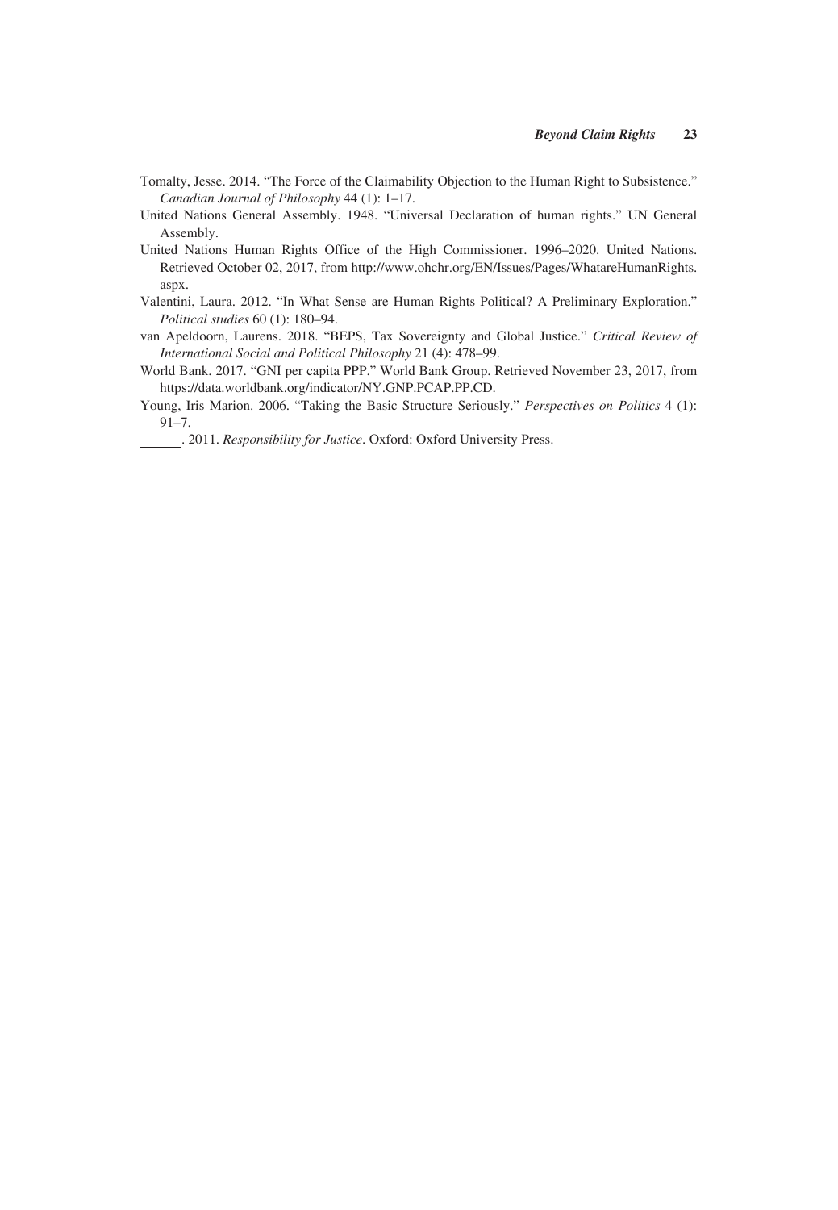Tomalty, Jesse. 2014. "The Force of the Claimability Objection to the Human Right to Subsistence." *Canadian Journal of Philosophy* 44 (1): 1–17.

United Nations General Assembly. 1948. "Universal Declaration of human rights." UN General Assembly.

United Nations Human Rights Office of the High Commissioner. 1996–2020. United Nations. Retrieved October 02, 2017, from http://www.ohchr.org/EN/Issues/Pages/WhatareHumanRights.aspx.

Valentini, Laura. 2012. "In What Sense are Human Rights Political? A Preliminary Exploration." *Political studies* 60 (1): 180–94.

van Apeldoorn, Laurens. 2018. "BEPS, Tax Sovereignty and Global Justice." *Critical Review of International Social and Political Philosophy* 21 (4): 478–99.

World Bank. 2017. "GNI per capita PPP." World Bank Group. Retrieved November 23, 2017, from https://data.worldbank.org/indicator/NY.GNP.PCAP.PP.CD.

Young, Iris Marion. 2006. "Taking the Basic Structure Seriously." *Perspectives on Politics* 4 (1): 91–7.

\_\_\_\_\_\_. 2011. *Responsibility for Justice*. Oxford: Oxford University Press.